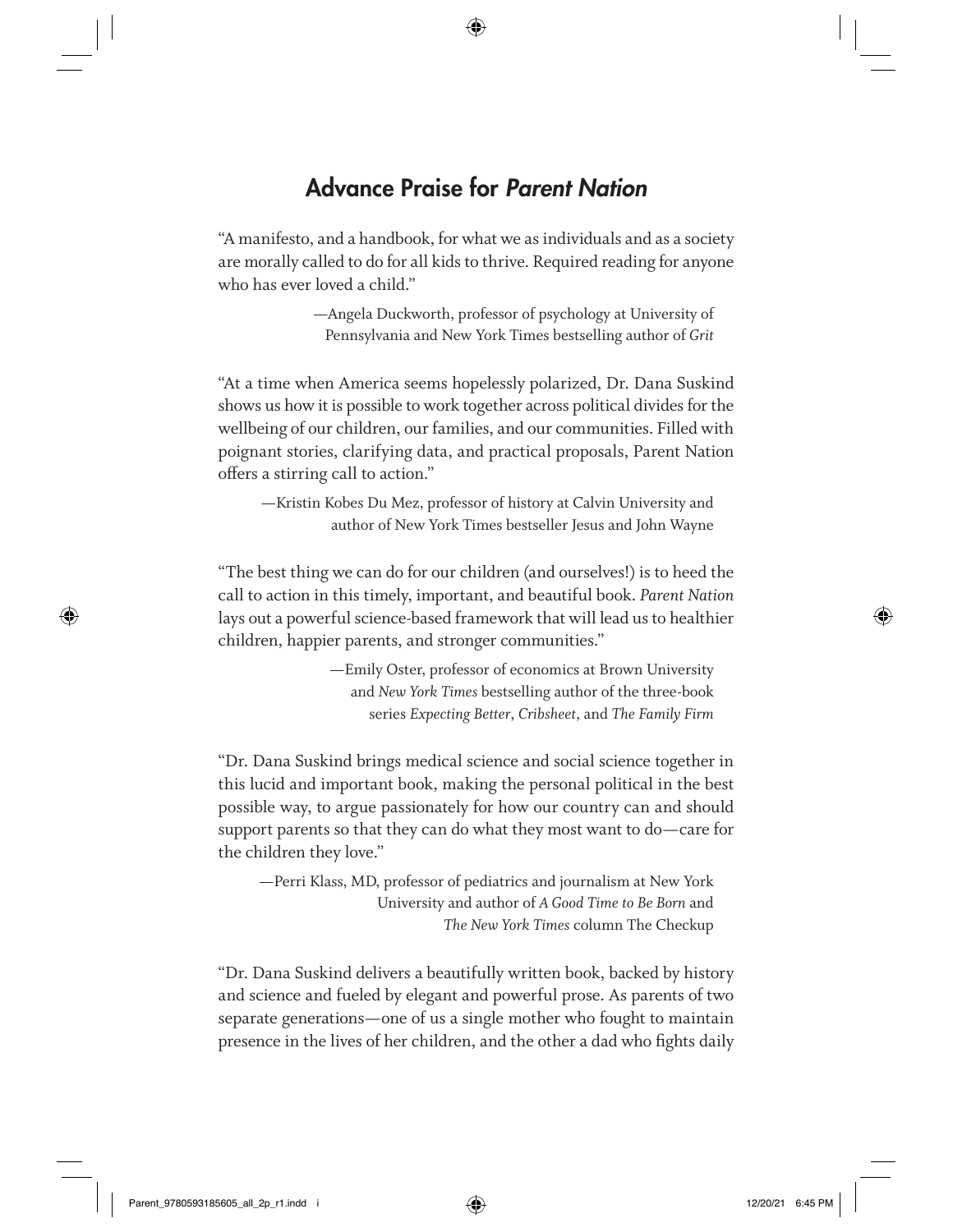## Advance Praise for *Parent Nation*

"A manifesto, and a handbook, for what we as individuals and as a society are morally called to do for all kids to thrive. Required reading for anyone who has ever loved a child."

—Angela Duckworth, professor of psychology at University of Pennsylvania and New York Times bestselling author of *Grit*

"At a time when America seems hopelessly polarized, Dr. Dana Suskind shows us how it is possible to work together across political divides for the wellbeing of our children, our families, and our communities. Filled with poignant stories, clarifying data, and practical proposals, Parent Nation offers a stirring call to action."

—Kristin Kobes Du Mez, professor of history at Calvin University and author of New York Times bestseller Jesus and John Wayne

"The best thing we can do for our children (and ourselves!) is to heed the call to action in this timely, important, and beautiful book. *Parent Nation* lays out a powerful science-based framework that will lead us to healthier children, happier parents, and stronger communities."

—Emily Oster, professor of economics at Brown University and *New York Times* bestselling author of the three-book series *Expecting Better*, *Cribsheet*, and *The Family Firm*

"Dr. Dana Suskind brings medical science and social science together in this lucid and important book, making the personal political in the best possible way, to argue passionately for how our country can and should support parents so that they can do what they most want to do—care for the children they love."

—Perri Klass, MD, professor of pediatrics and journalism at New York University and author of *A Good Time to Be Born* and *The New York Times* column The Checkup

"Dr. Dana Suskind delivers a beautifully written book, backed by history and science and fueled by elegant and powerful prose. As parents of two separate generations—one of us a single mother who fought to maintain presence in the lives of her children, and the other a dad who fights daily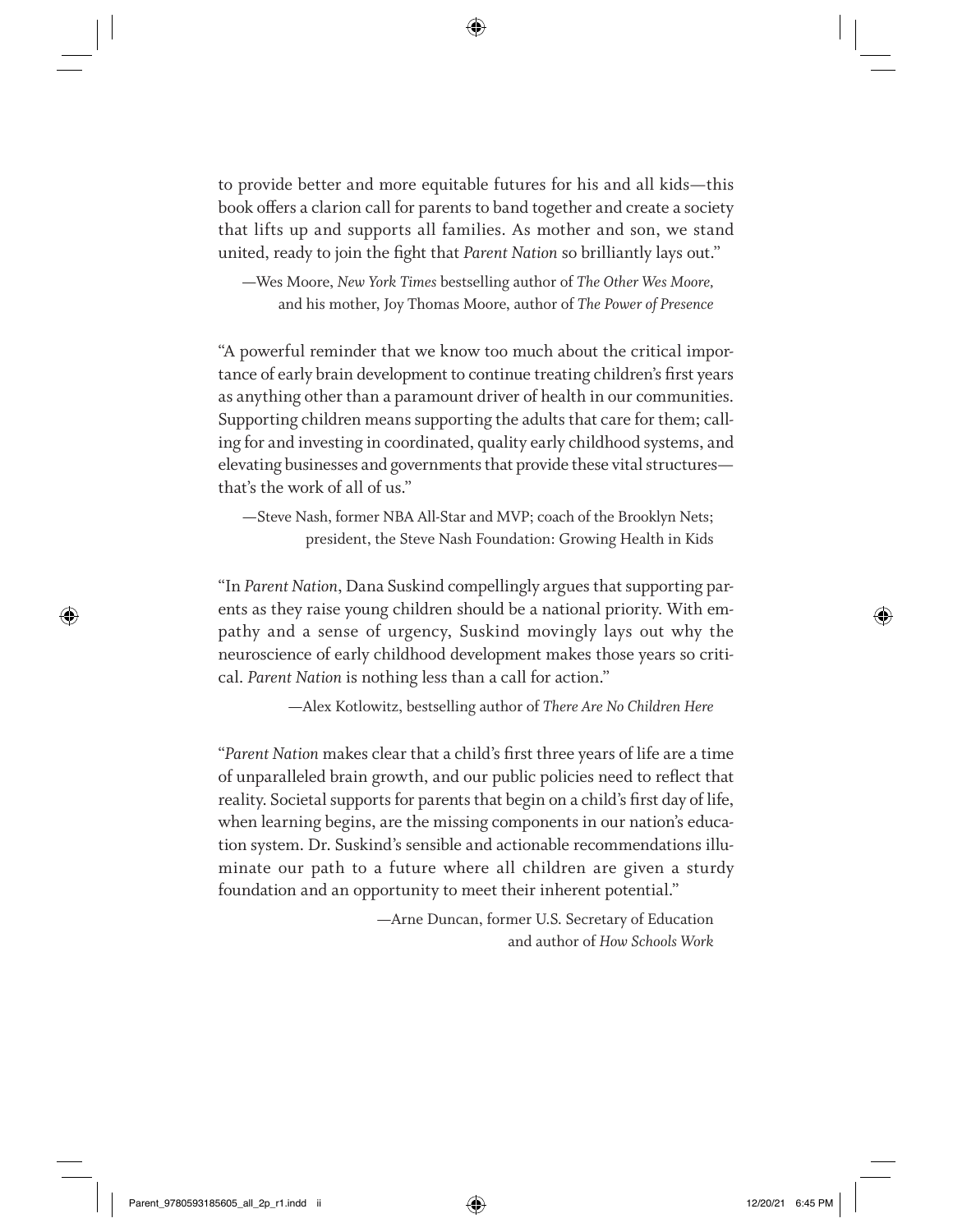to provide better and more equitable futures for his and all kids—this book offers a clarion call for parents to band together and create a society that lifts up and supports all families. As mother and son, we stand united, ready to join the fight that *Parent Nation* so brilliantly lays out."

—Wes Moore, *New York Times* bestselling author of *The Other Wes Moore,* and his mother, Joy Thomas Moore, author of *The Power of Presence*

"A powerful reminder that we know too much about the critical importance of early brain development to continue treating children's first years as anything other than a paramount driver of health in our communities. Supporting children means supporting the adults that care for them; calling for and investing in coordinated, quality early childhood systems, and elevating businesses and governments that provide these vital structures—that's the work of all of us."

—Steve Nash, former NBA All-Star and MVP; coach of the Brooklyn Nets; president, the Steve Nash Foundation: Growing Health in Kids

"In *Parent Nation*, Dana Suskind compellingly argues that supporting parents as they raise young children should be a national priority. With empathy and a sense of urgency, Suskind movingly lays out why the neuroscience of early childhood development makes those years so critical. *Parent Nation* is nothing less than a call for action."

—Alex Kotlowitz, bestselling author of *There Are No Children Here*

"*Parent Nation* makes clear that a child's first three years of life are a time of unparalleled brain growth, and our public policies need to reflect that reality. Societal supports for parents that begin on a child's first day of life, when learning begins, are the missing components in our nation's education system. Dr. Suskind's sensible and actionable recommendations illuminate our path to a future where all children are given a sturdy foundation and an opportunity to meet their inherent potential."

—Arne Duncan, former U.S. Secretary of Education and author of *How Schools Work*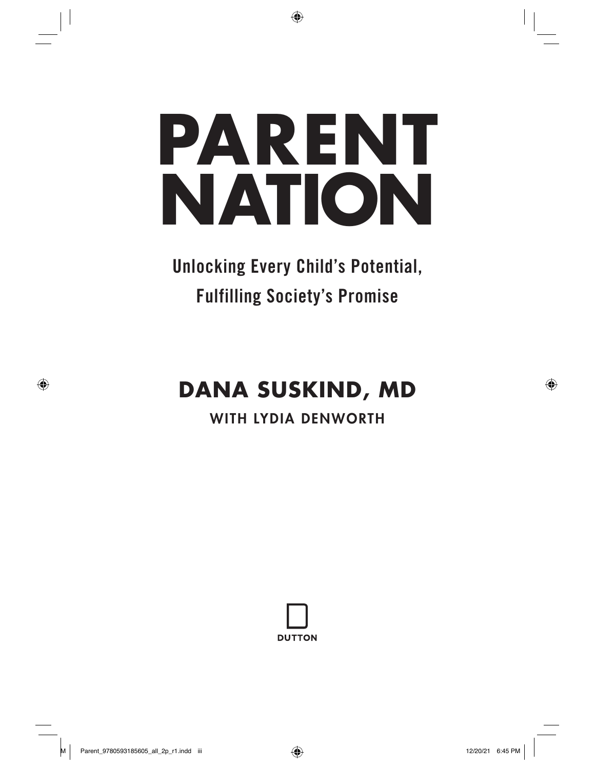# PARENT NATION

## Unlocking Every Child's Potential, Fulfilling Society's Promise

**DANA SUSKIND, MD**

WITH LYDIA DENWORTH

DUTTON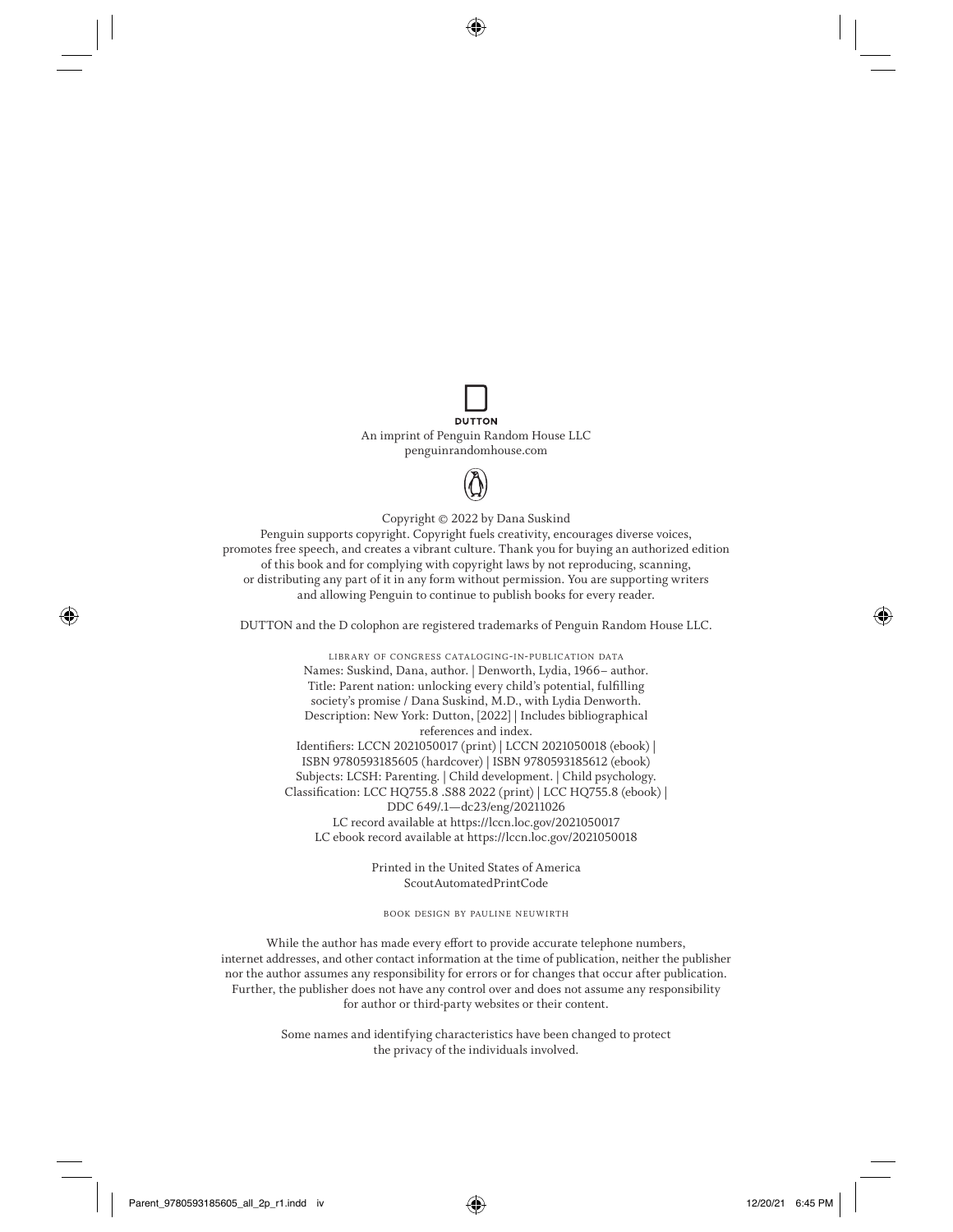DUTTON

An imprint of Penguin Random House LLC
penguinrandomhouse.com

Copyright © 2022 by Dana Suskind

Penguin supports copyright. Copyright fuels creativity, encourages diverse voices, promotes free speech, and creates a vibrant culture. Thank you for buying an authorized edition of this book and for complying with copyright laws by not reproducing, scanning, or distributing any part of it in any form without permission. You are supporting writers and allowing Penguin to continue to publish books for every reader.

DUTTON and the D colophon are registered trademarks of Penguin Random House LLC.

LIBRARY OF CONGRESS CATALOGING-IN-PUBLICATION DATA

Names: Suskind, Dana, author. | Denworth, Lydia, 1966– author.
Title: Parent nation: unlocking every child's potential, fulfilling society's promise / Dana Suskind, M.D., with Lydia Denworth.
Description: New York: Dutton, [2022] | Includes bibliographical references and index.
Identifiers: LCCN 2021050017 (print) | LCCN 2021050018 (ebook) | ISBN 9780593185605 (hardcover) | ISBN 9780593185612 (ebook)
Subjects: LCSH: Parenting. | Child development. | Child psychology.
Classification: LCC HQ755.8 .S88 2022 (print) | LCC HQ755.8 (ebook) | DDC 649/.1—dc23/eng/20211026
LC record available at https://lccn.loc.gov/2021050017
LC ebook record available at https://lccn.loc.gov/2021050018

Printed in the United States of America
ScoutAutomatedPrintCode

BOOK DESIGN BY PAULINE NEUWIRTH

While the author has made every effort to provide accurate telephone numbers, internet addresses, and other contact information at the time of publication, neither the publisher nor the author assumes any responsibility for errors or for changes that occur after publication. Further, the publisher does not have any control over and does not assume any responsibility for author or third-party websites or their content.

Some names and identifying characteristics have been changed to protect the privacy of the individuals involved.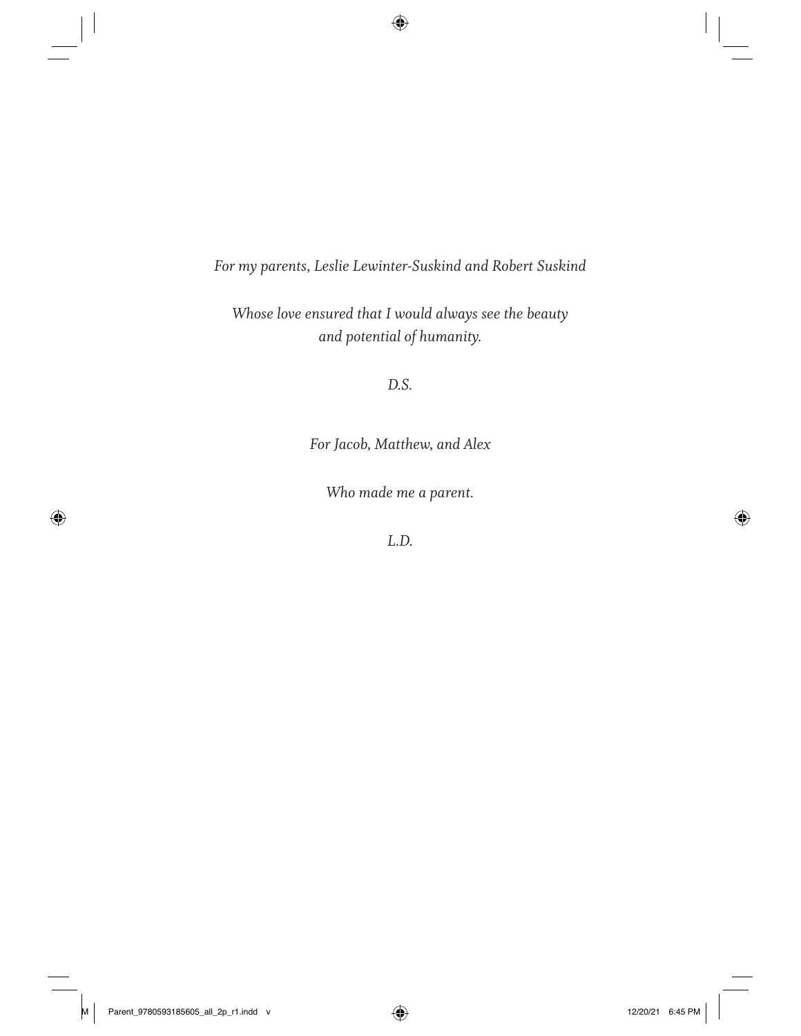*For my parents, Leslie Lewinter-Suskind and Robert Suskind*

*Whose love ensured that I would always see the beauty and potential of humanity.*

*D.S.*

*For Jacob, Matthew, and Alex*

*Who made me a parent.*

*L.D.*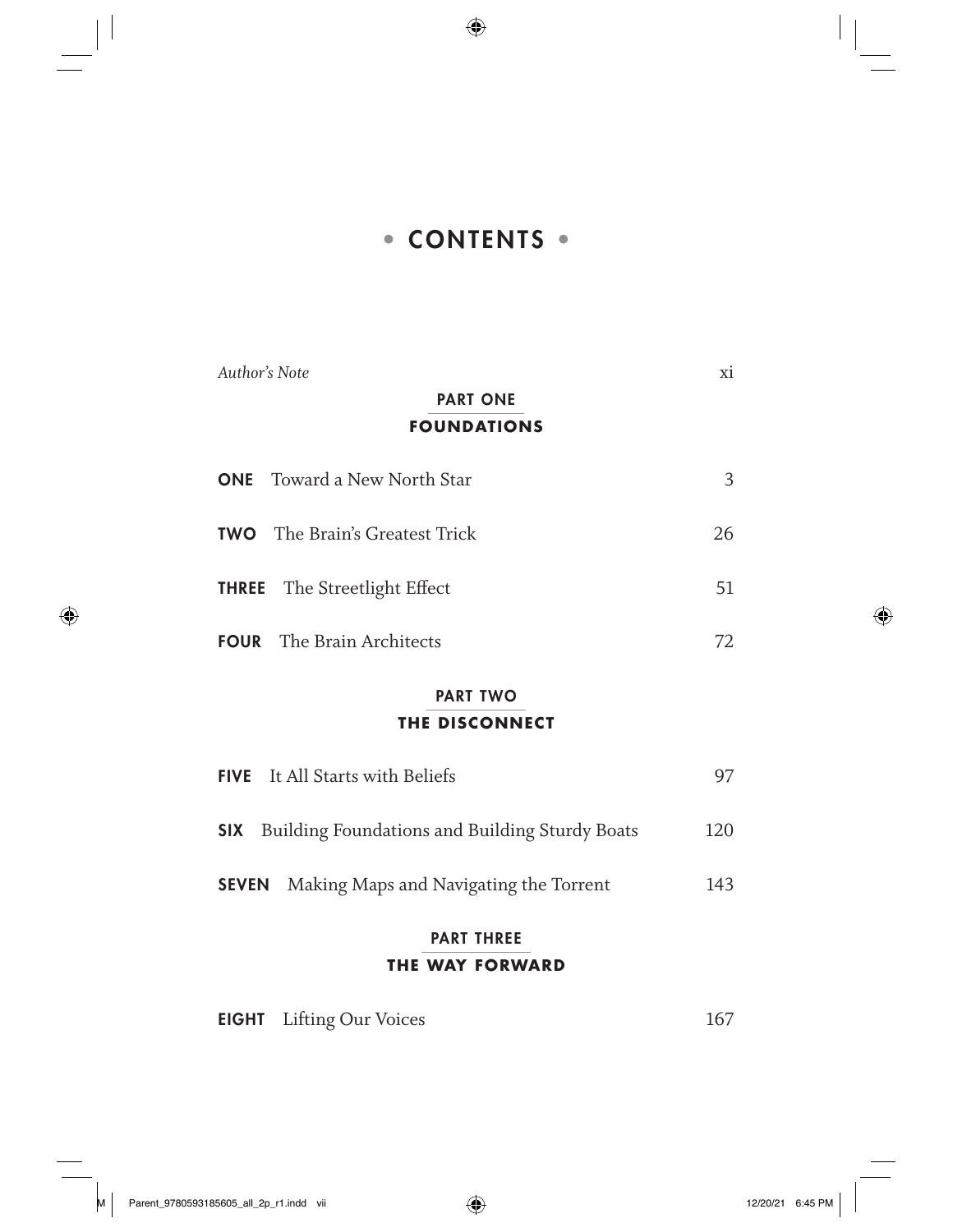# • CONTENTS •

*Author's Note* xi

## PART ONE
## FOUNDATIONS

**ONE** Toward a New North Star 3

**TWO** The Brain's Greatest Trick 26

**THREE** The Streetlight Effect 51

**FOUR** The Brain Architects 72

## PART TWO
## THE DISCONNECT

**FIVE** It All Starts with Beliefs 97

**SIX** Building Foundations and Building Sturdy Boats 120

**SEVEN** Making Maps and Navigating the Torrent 143

## PART THREE
## THE WAY FORWARD

**EIGHT** Lifting Our Voices 167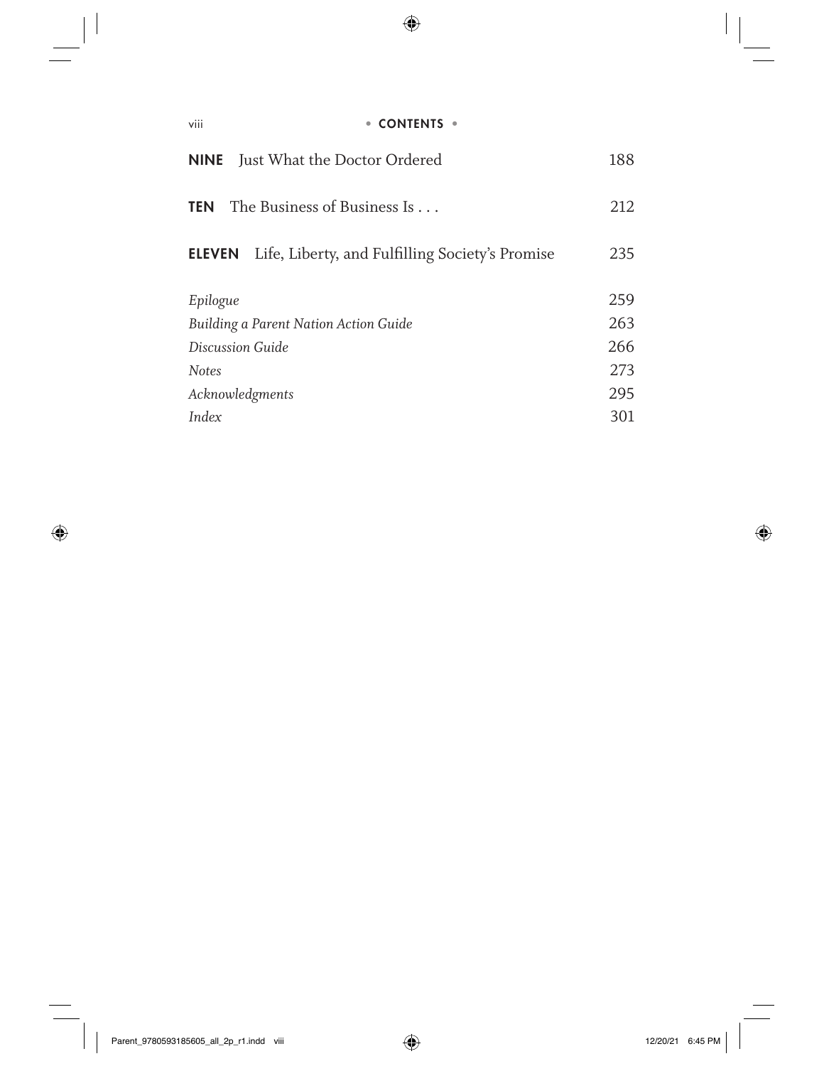**NINE** Just What the Doctor Ordered 188

**TEN** The Business of Business Is . . . 212

**ELEVEN** Life, Liberty, and Fulfilling Society's Promise 235

*Epilogue* 259

*Building a Parent Nation Action Guide* 263

*Discussion Guide* 266

*Notes* 273

*Acknowledgments* 295

*Index* 301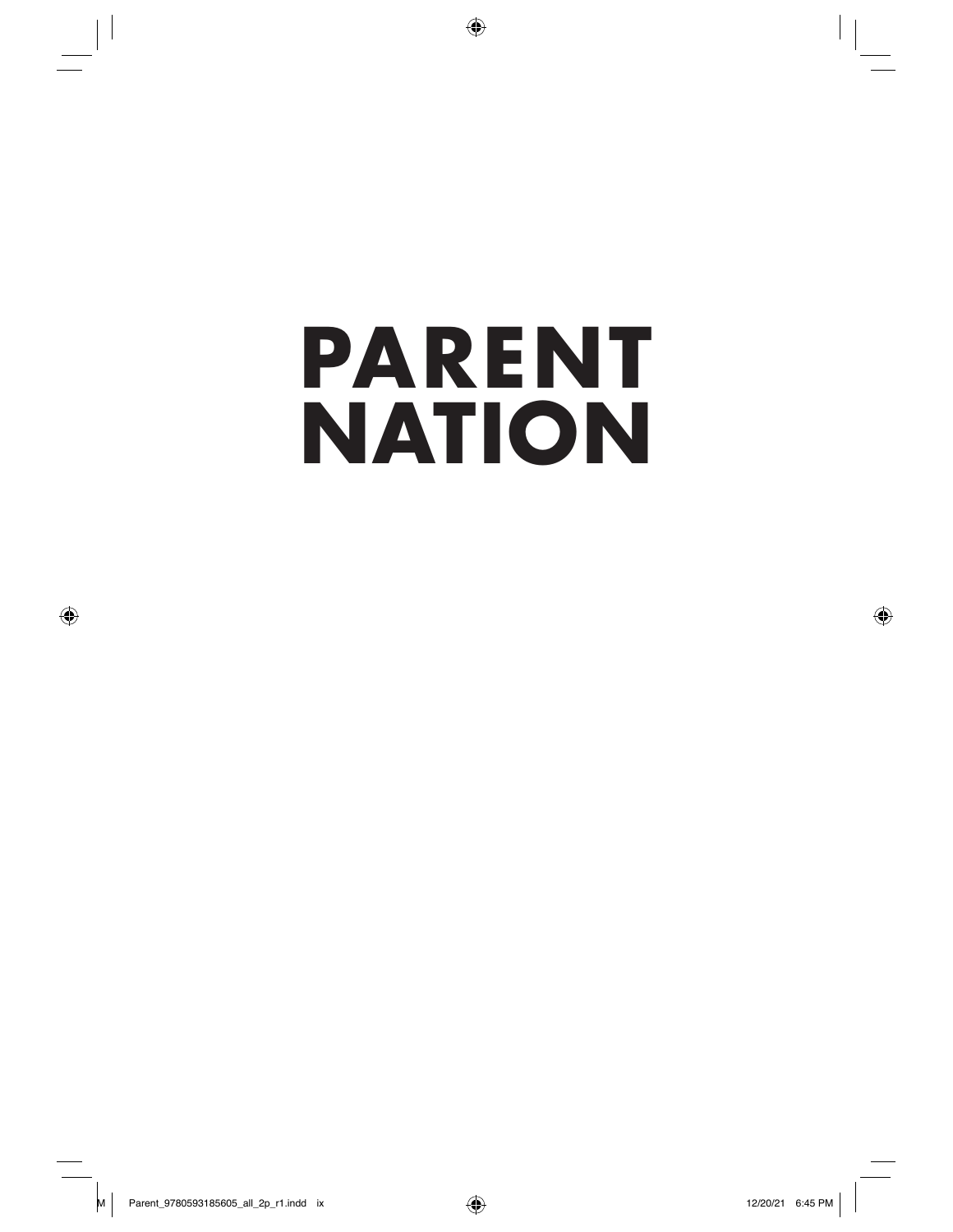# PARENT NATION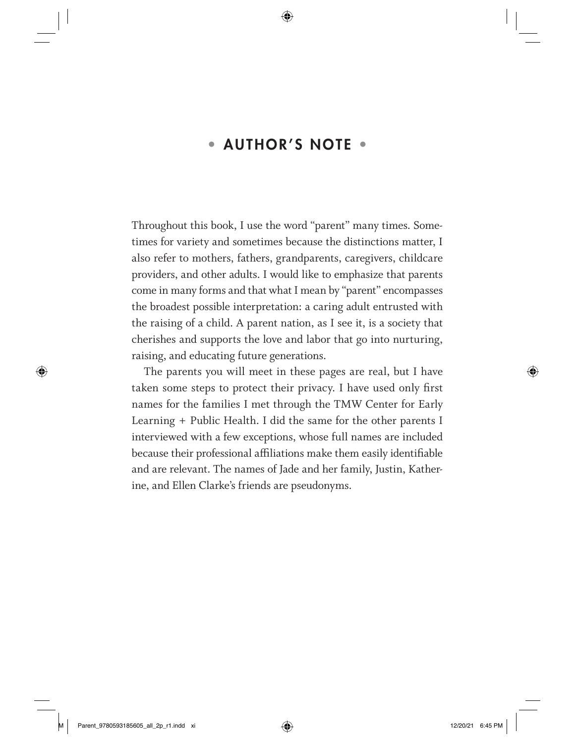# • AUTHOR'S NOTE •

Throughout this book, I use the word "parent" many times. Sometimes for variety and sometimes because the distinctions matter, I also refer to mothers, fathers, grandparents, caregivers, childcare providers, and other adults. I would like to emphasize that parents come in many forms and that what I mean by "parent" encompasses the broadest possible interpretation: a caring adult entrusted with the raising of a child. A parent nation, as I see it, is a society that cherishes and supports the love and labor that go into nurturing, raising, and educating future generations.

The parents you will meet in these pages are real, but I have taken some steps to protect their privacy. I have used only first names for the families I met through the TMW Center for Early Learning + Public Health. I did the same for the other parents I interviewed with a few exceptions, whose full names are included because their professional affiliations make them easily identifiable and are relevant. The names of Jade and her family, Justin, Katherine, and Ellen Clarke's friends are pseudonyms.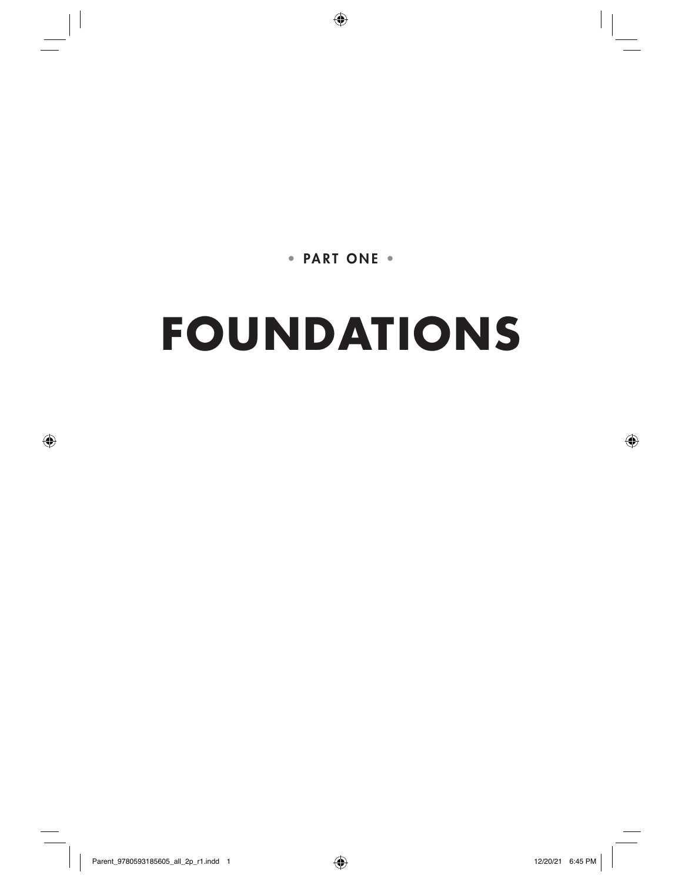• PART ONE •

# FOUNDATIONS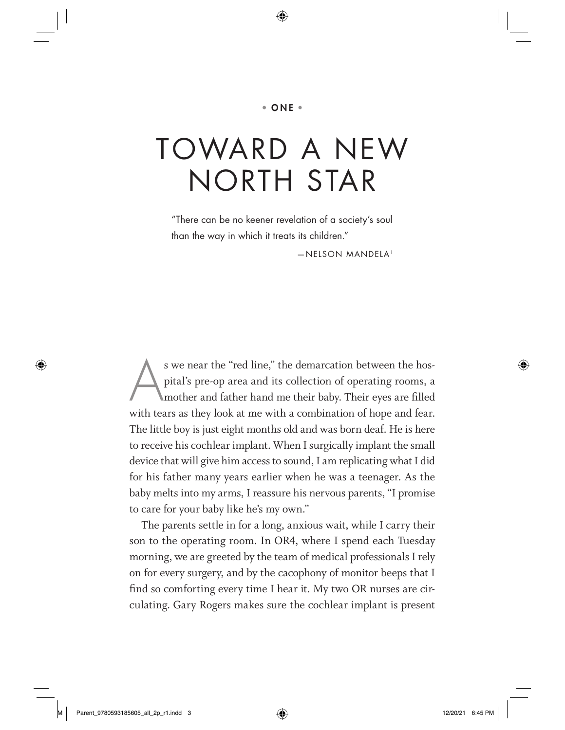**ONE**

# TOWARD A NEW NORTH STAR

"There can be no keener revelation of a society's soul than the way in which it treats its children."

—NELSON MANDELA[1]

As we near the "red line," the demarcation between the hospital's pre-op area and its collection of operating rooms, a mother and father hand me their baby. Their eyes are filled with tears as they look at me with a combination of hope and fear. The little boy is just eight months old and was born deaf. He is here to receive his cochlear implant. When I surgically implant the small device that will give him access to sound, I am replicating what I did for his father many years earlier when he was a teenager. As the baby melts into my arms, I reassure his nervous parents, "I promise to care for your baby like he's my own."

The parents settle in for a long, anxious wait, while I carry their son to the operating room. In OR4, where I spend each Tuesday morning, we are greeted by the team of medical professionals I rely on for every surgery, and by the cacophony of monitor beeps that I find so comforting every time I hear it. My two OR nurses are circulating. Gary Rogers makes sure the cochlear implant is present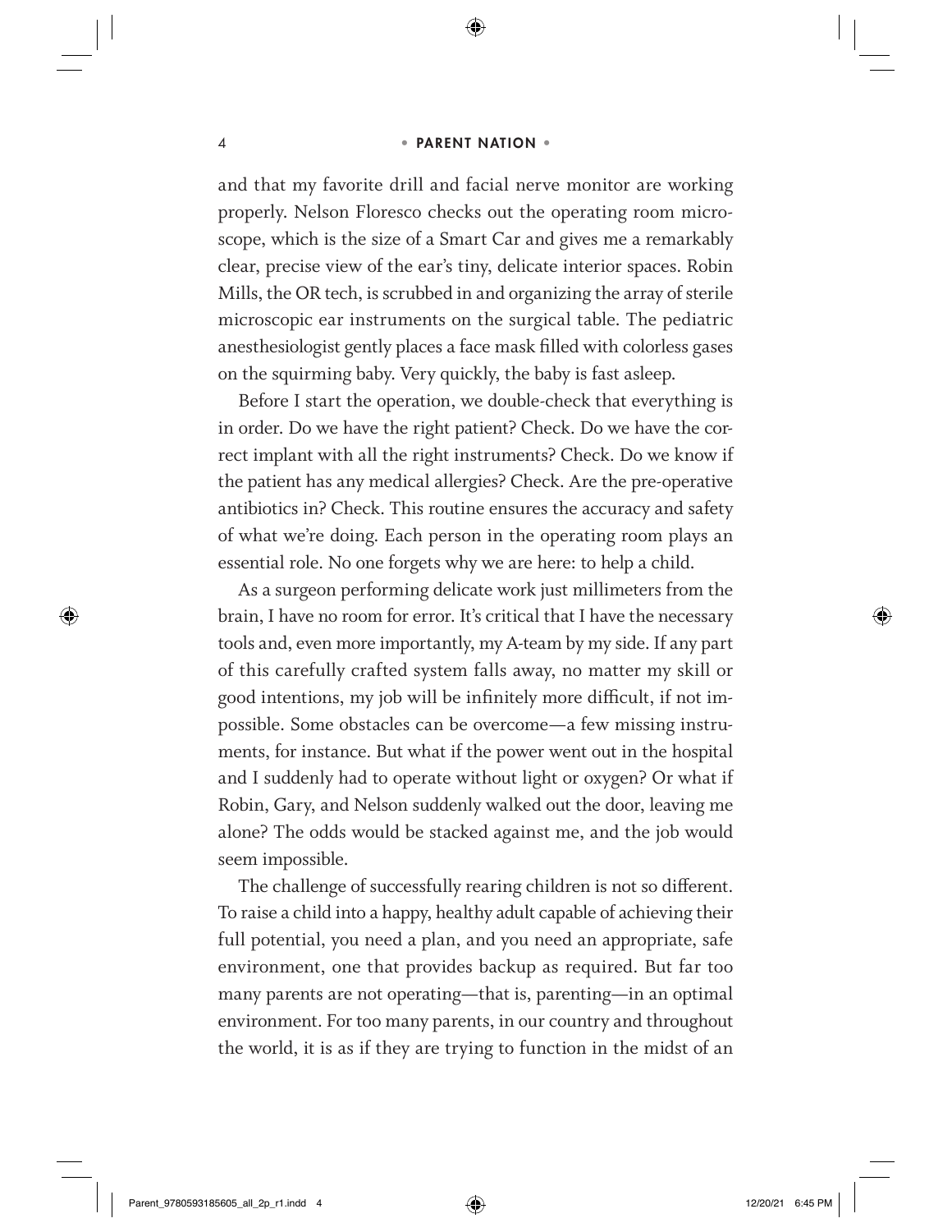and that my favorite drill and facial nerve monitor are working properly. Nelson Floresco checks out the operating room microscope, which is the size of a Smart Car and gives me a remarkably clear, precise view of the ear's tiny, delicate interior spaces. Robin Mills, the OR tech, is scrubbed in and organizing the array of sterile microscopic ear instruments on the surgical table. The pediatric anesthesiologist gently places a face mask filled with colorless gases on the squirming baby. Very quickly, the baby is fast asleep.

Before I start the operation, we double-check that everything is in order. Do we have the right patient? Check. Do we have the correct implant with all the right instruments? Check. Do we know if the patient has any medical allergies? Check. Are the pre-operative antibiotics in? Check. This routine ensures the accuracy and safety of what we're doing. Each person in the operating room plays an essential role. No one forgets why we are here: to help a child.

As a surgeon performing delicate work just millimeters from the brain, I have no room for error. It's critical that I have the necessary tools and, even more importantly, my A-team by my side. If any part of this carefully crafted system falls away, no matter my skill or good intentions, my job will be infinitely more difficult, if not impossible. Some obstacles can be overcome—a few missing instruments, for instance. But what if the power went out in the hospital and I suddenly had to operate without light or oxygen? Or what if Robin, Gary, and Nelson suddenly walked out the door, leaving me alone? The odds would be stacked against me, and the job would seem impossible.

The challenge of successfully rearing children is not so different. To raise a child into a happy, healthy adult capable of achieving their full potential, you need a plan, and you need an appropriate, safe environment, one that provides backup as required. But far too many parents are not operating—that is, parenting—in an optimal environment. For too many parents, in our country and throughout the world, it is as if they are trying to function in the midst of an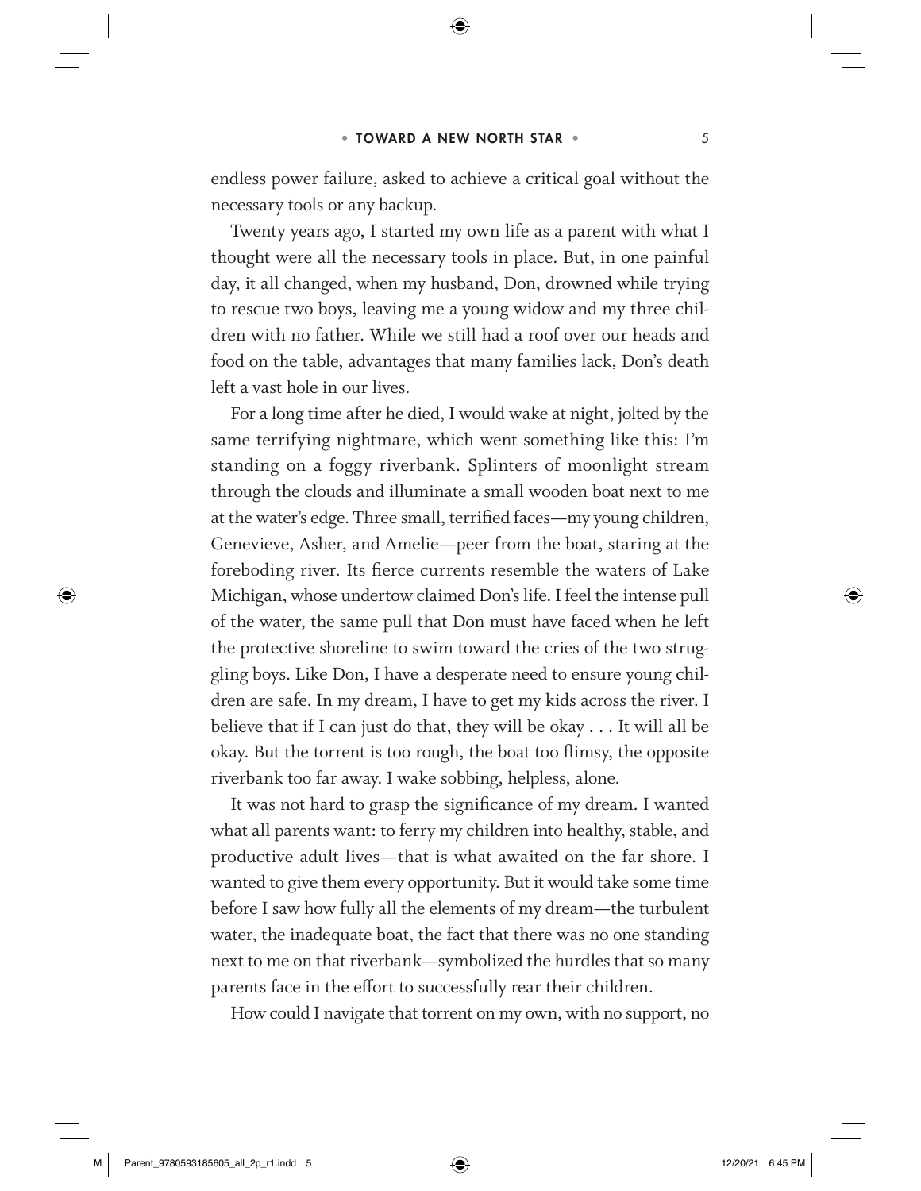endless power failure, asked to achieve a critical goal without the necessary tools or any backup.

Twenty years ago, I started my own life as a parent with what I thought were all the necessary tools in place. But, in one painful day, it all changed, when my husband, Don, drowned while trying to rescue two boys, leaving me a young widow and my three children with no father. While we still had a roof over our heads and food on the table, advantages that many families lack, Don's death left a vast hole in our lives.

For a long time after he died, I would wake at night, jolted by the same terrifying nightmare, which went something like this: I'm standing on a foggy riverbank. Splinters of moonlight stream through the clouds and illuminate a small wooden boat next to me at the water's edge. Three small, terrified faces—my young children, Genevieve, Asher, and Amelie—peer from the boat, staring at the foreboding river. Its fierce currents resemble the waters of Lake Michigan, whose undertow claimed Don's life. I feel the intense pull of the water, the same pull that Don must have faced when he left the protective shoreline to swim toward the cries of the two struggling boys. Like Don, I have a desperate need to ensure young children are safe. In my dream, I have to get my kids across the river. I believe that if I can just do that, they will be okay . . . It will all be okay. But the torrent is too rough, the boat too flimsy, the opposite riverbank too far away. I wake sobbing, helpless, alone.

It was not hard to grasp the significance of my dream. I wanted what all parents want: to ferry my children into healthy, stable, and productive adult lives—that is what awaited on the far shore. I wanted to give them every opportunity. But it would take some time before I saw how fully all the elements of my dream—the turbulent water, the inadequate boat, the fact that there was no one standing next to me on that riverbank—symbolized the hurdles that so many parents face in the effort to successfully rear their children.

How could I navigate that torrent on my own, with no support, no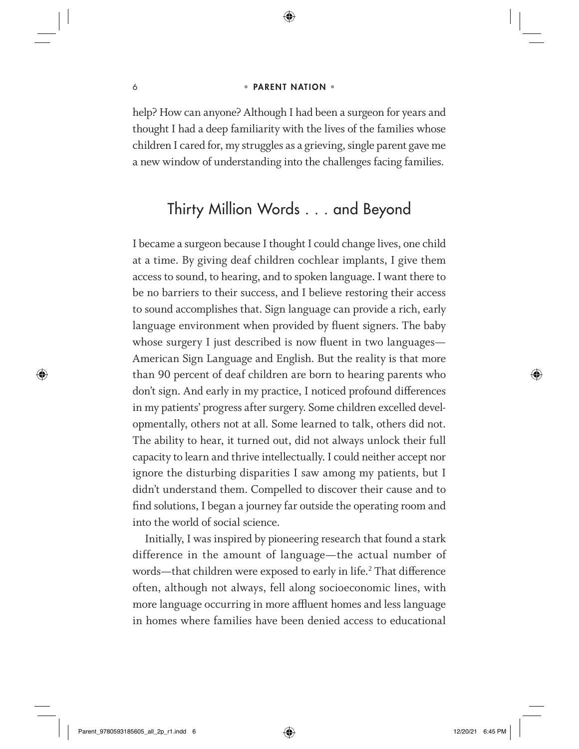help? How can anyone? Although I had been a surgeon for years and thought I had a deep familiarity with the lives of the families whose children I cared for, my struggles as a grieving, single parent gave me a new window of understanding into the challenges facing families.

## Thirty Million Words . . . and Beyond

I became a surgeon because I thought I could change lives, one child at a time. By giving deaf children cochlear implants, I give them access to sound, to hearing, and to spoken language. I want there to be no barriers to their success, and I believe restoring their access to sound accomplishes that. Sign language can provide a rich, early language environment when provided by fluent signers. The baby whose surgery I just described is now fluent in two languages—American Sign Language and English. But the reality is that more than 90 percent of deaf children are born to hearing parents who don't sign. And early in my practice, I noticed profound differences in my patients' progress after surgery. Some children excelled developmentally, others not at all. Some learned to talk, others did not. The ability to hear, it turned out, did not always unlock their full capacity to learn and thrive intellectually. I could neither accept nor ignore the disturbing disparities I saw among my patients, but I didn't understand them. Compelled to discover their cause and to find solutions, I began a journey far outside the operating room and into the world of social science.

Initially, I was inspired by pioneering research that found a stark difference in the amount of language—the actual number of words—that children were exposed to early in life.[2] That difference often, although not always, fell along socioeconomic lines, with more language occurring in more affluent homes and less language in homes where families have been denied access to educational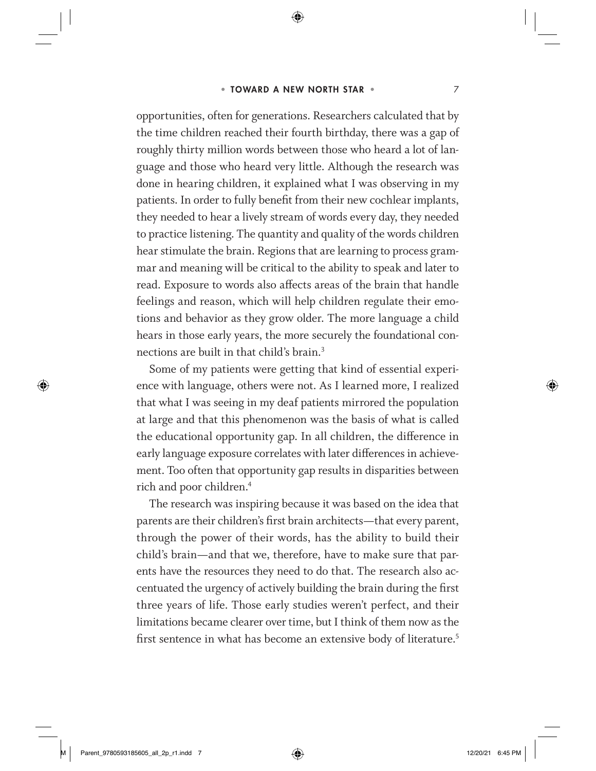opportunities, often for generations. Researchers calculated that by the time children reached their fourth birthday, there was a gap of roughly thirty million words between those who heard a lot of language and those who heard very little. Although the research was done in hearing children, it explained what I was observing in my patients. In order to fully benefit from their new cochlear implants, they needed to hear a lively stream of words every day, they needed to practice listening. The quantity and quality of the words children hear stimulate the brain. Regions that are learning to process grammar and meaning will be critical to the ability to speak and later to read. Exposure to words also affects areas of the brain that handle feelings and reason, which will help children regulate their emotions and behavior as they grow older. The more language a child hears in those early years, the more securely the foundational connections are built in that child's brain.[3]

Some of my patients were getting that kind of essential experience with language, others were not. As I learned more, I realized that what I was seeing in my deaf patients mirrored the population at large and that this phenomenon was the basis of what is called the educational opportunity gap. In all children, the difference in early language exposure correlates with later differences in achievement. Too often that opportunity gap results in disparities between rich and poor children.[4]

The research was inspiring because it was based on the idea that parents are their children's first brain architects—that every parent, through the power of their words, has the ability to build their child's brain—and that we, therefore, have to make sure that parents have the resources they need to do that. The research also accentuated the urgency of actively building the brain during the first three years of life. Those early studies weren't perfect, and their limitations became clearer over time, but I think of them now as the first sentence in what has become an extensive body of literature.[5]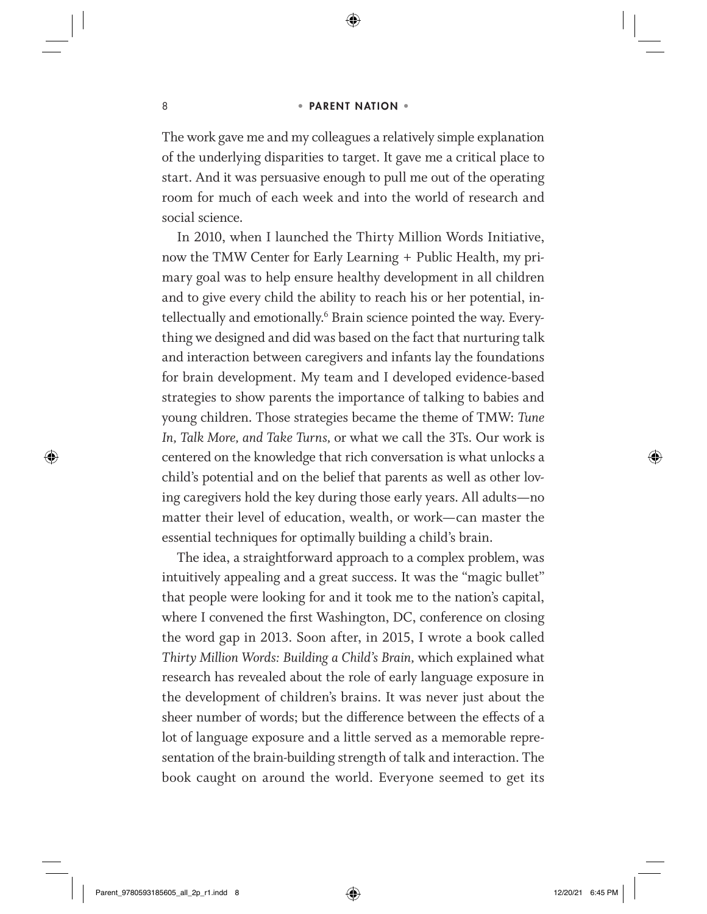The work gave me and my colleagues a relatively simple explanation of the underlying disparities to target. It gave me a critical place to start. And it was persuasive enough to pull me out of the operating room for much of each week and into the world of research and social science.

In 2010, when I launched the Thirty Million Words Initiative, now the TMW Center for Early Learning + Public Health, my primary goal was to help ensure healthy development in all children and to give every child the ability to reach his or her potential, intellectually and emotionally.[6] Brain science pointed the way. Everything we designed and did was based on the fact that nurturing talk and interaction between caregivers and infants lay the foundations for brain development. My team and I developed evidence-based strategies to show parents the importance of talking to babies and young children. Those strategies became the theme of TMW: *Tune In, Talk More, and Take Turns,* or what we call the 3Ts. Our work is centered on the knowledge that rich conversation is what unlocks a child's potential and on the belief that parents as well as other loving caregivers hold the key during those early years. All adults—no matter their level of education, wealth, or work—can master the essential techniques for optimally building a child's brain.

The idea, a straightforward approach to a complex problem, was intuitively appealing and a great success. It was the "magic bullet" that people were looking for and it took me to the nation's capital, where I convened the first Washington, DC, conference on closing the word gap in 2013. Soon after, in 2015, I wrote a book called *Thirty Million Words: Building a Child's Brain,* which explained what research has revealed about the role of early language exposure in the development of children's brains. It was never just about the sheer number of words; but the difference between the effects of a lot of language exposure and a little served as a memorable representation of the brain-building strength of talk and interaction. The book caught on around the world. Everyone seemed to get its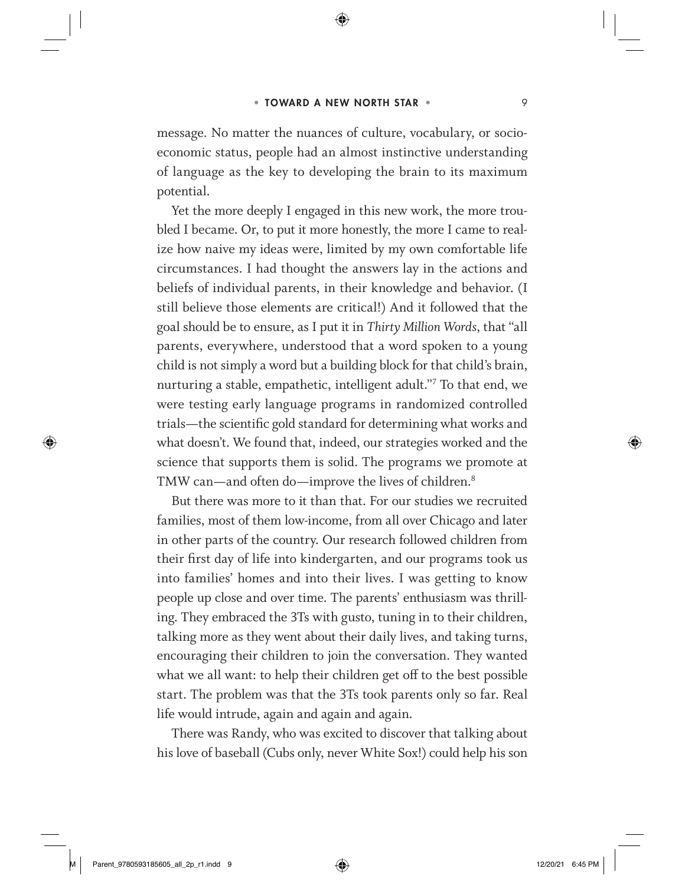message. No matter the nuances of culture, vocabulary, or socioeconomic status, people had an almost instinctive understanding of language as the key to developing the brain to its maximum potential.

Yet the more deeply I engaged in this new work, the more troubled I became. Or, to put it more honestly, the more I came to realize how naive my ideas were, limited by my own comfortable life circumstances. I had thought the answers lay in the actions and beliefs of individual parents, in their knowledge and behavior. (I still believe those elements are critical!) And it followed that the goal should be to ensure, as I put it in *Thirty Million Words*, that "all parents, everywhere, understood that a word spoken to a young child is not simply a word but a building block for that child's brain, nurturing a stable, empathetic, intelligent adult."[7] To that end, we were testing early language programs in randomized controlled trials—the scientific gold standard for determining what works and what doesn't. We found that, indeed, our strategies worked and the science that supports them is solid. The programs we promote at TMW can—and often do—improve the lives of children.[8]

But there was more to it than that. For our studies we recruited families, most of them low-income, from all over Chicago and later in other parts of the country. Our research followed children from their first day of life into kindergarten, and our programs took us into families' homes and into their lives. I was getting to know people up close and over time. The parents' enthusiasm was thrilling. They embraced the 3Ts with gusto, tuning in to their children, talking more as they went about their daily lives, and taking turns, encouraging their children to join the conversation. They wanted what we all want: to help their children get off to the best possible start. The problem was that the 3Ts took parents only so far. Real life would intrude, again and again and again.

There was Randy, who was excited to discover that talking about his love of baseball (Cubs only, never White Sox!) could help his son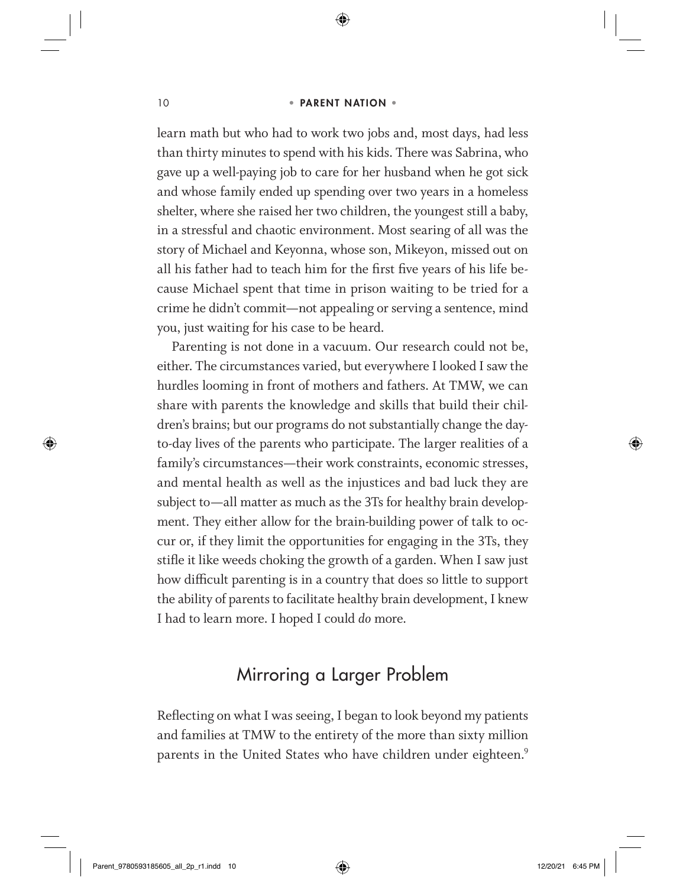learn math but who had to work two jobs and, most days, had less than thirty minutes to spend with his kids. There was Sabrina, who gave up a well-paying job to care for her husband when he got sick and whose family ended up spending over two years in a homeless shelter, where she raised her two children, the youngest still a baby, in a stressful and chaotic environment. Most searing of all was the story of Michael and Keyonna, whose son, Mikeyon, missed out on all his father had to teach him for the first five years of his life because Michael spent that time in prison waiting to be tried for a crime he didn't commit—not appealing or serving a sentence, mind you, just waiting for his case to be heard.

Parenting is not done in a vacuum. Our research could not be, either. The circumstances varied, but everywhere I looked I saw the hurdles looming in front of mothers and fathers. At TMW, we can share with parents the knowledge and skills that build their children's brains; but our programs do not substantially change the day-to-day lives of the parents who participate. The larger realities of a family's circumstances—their work constraints, economic stresses, and mental health as well as the injustices and bad luck they are subject to—all matter as much as the 3Ts for healthy brain development. They either allow for the brain-building power of talk to occur or, if they limit the opportunities for engaging in the 3Ts, they stifle it like weeds choking the growth of a garden. When I saw just how difficult parenting is in a country that does so little to support the ability of parents to facilitate healthy brain development, I knew I had to learn more. I hoped I could *do* more.

## Mirroring a Larger Problem

Reflecting on what I was seeing, I began to look beyond my patients and families at TMW to the entirety of the more than sixty million parents in the United States who have children under eighteen.[9]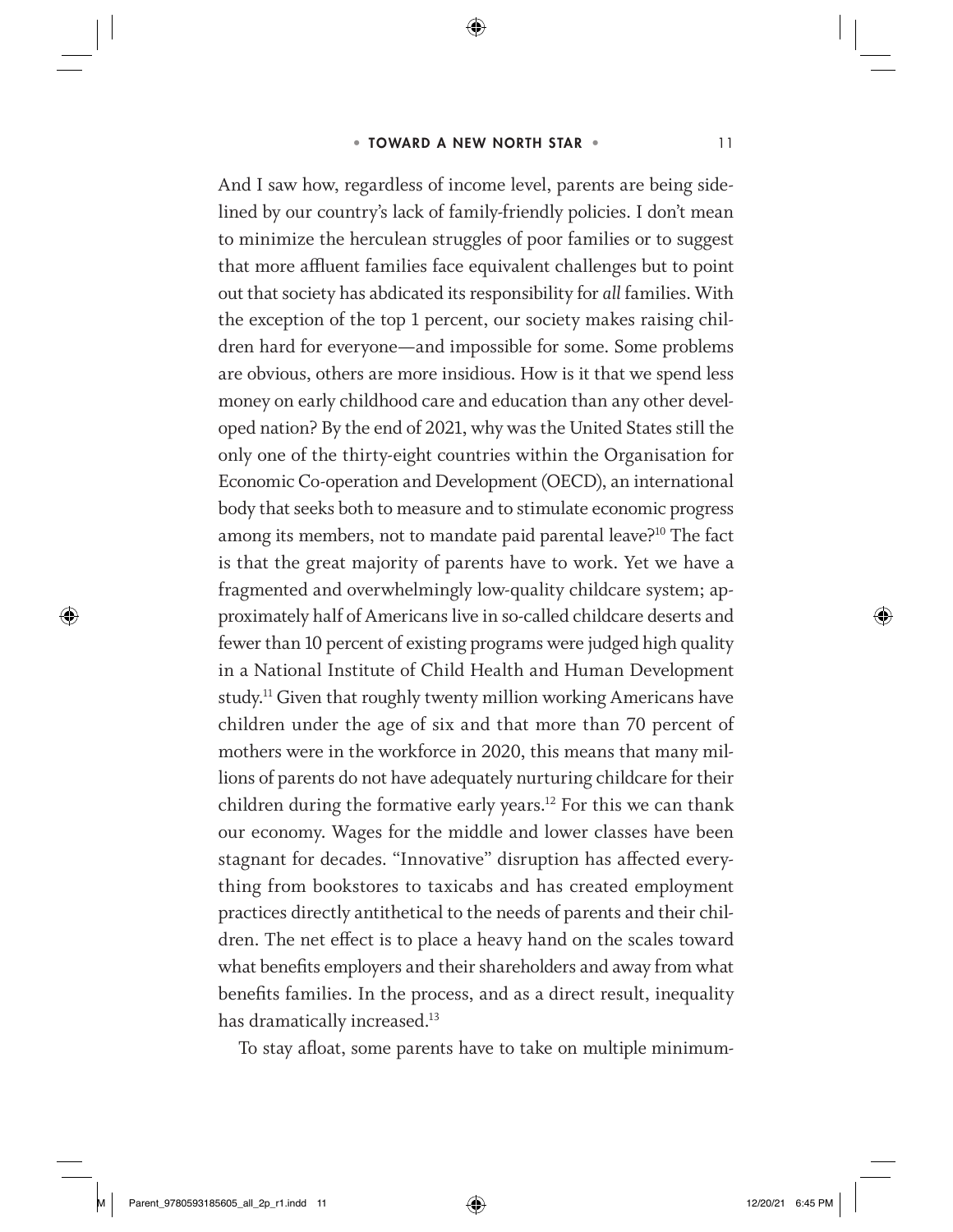And I saw how, regardless of income level, parents are being sidelined by our country's lack of family-friendly policies. I don't mean to minimize the herculean struggles of poor families or to suggest that more affluent families face equivalent challenges but to point out that society has abdicated its responsibility for *all* families. With the exception of the top 1 percent, our society makes raising children hard for everyone—and impossible for some. Some problems are obvious, others are more insidious. How is it that we spend less money on early childhood care and education than any other developed nation? By the end of 2021, why was the United States still the only one of the thirty-eight countries within the Organisation for Economic Co-operation and Development (OECD), an international body that seeks both to measure and to stimulate economic progress among its members, not to mandate paid parental leave?[10] The fact is that the great majority of parents have to work. Yet we have a fragmented and overwhelmingly low-quality childcare system; approximately half of Americans live in so-called childcare deserts and fewer than 10 percent of existing programs were judged high quality in a National Institute of Child Health and Human Development study.[11] Given that roughly twenty million working Americans have children under the age of six and that more than 70 percent of mothers were in the workforce in 2020, this means that many millions of parents do not have adequately nurturing childcare for their children during the formative early years.[12] For this we can thank our economy. Wages for the middle and lower classes have been stagnant for decades. "Innovative" disruption has affected everything from bookstores to taxicabs and has created employment practices directly antithetical to the needs of parents and their children. The net effect is to place a heavy hand on the scales toward what benefits employers and their shareholders and away from what benefits families. In the process, and as a direct result, inequality has dramatically increased.[13]

To stay afloat, some parents have to take on multiple minimum-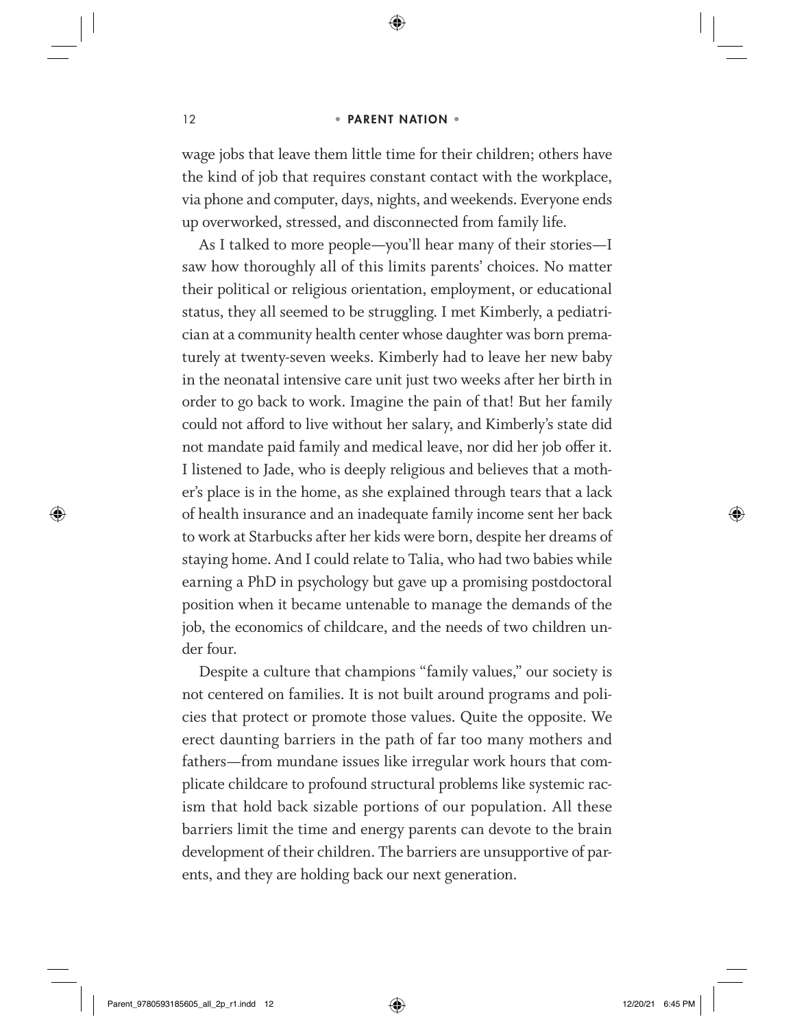wage jobs that leave them little time for their children; others have the kind of job that requires constant contact with the workplace, via phone and computer, days, nights, and weekends. Everyone ends up overworked, stressed, and disconnected from family life.

As I talked to more people—you'll hear many of their stories—I saw how thoroughly all of this limits parents' choices. No matter their political or religious orientation, employment, or educational status, they all seemed to be struggling. I met Kimberly, a pediatrician at a community health center whose daughter was born prematurely at twenty-seven weeks. Kimberly had to leave her new baby in the neonatal intensive care unit just two weeks after her birth in order to go back to work. Imagine the pain of that! But her family could not afford to live without her salary, and Kimberly's state did not mandate paid family and medical leave, nor did her job offer it. I listened to Jade, who is deeply religious and believes that a mother's place is in the home, as she explained through tears that a lack of health insurance and an inadequate family income sent her back to work at Starbucks after her kids were born, despite her dreams of staying home. And I could relate to Talia, who had two babies while earning a PhD in psychology but gave up a promising postdoctoral position when it became untenable to manage the demands of the job, the economics of childcare, and the needs of two children under four.

Despite a culture that champions "family values," our society is not centered on families. It is not built around programs and policies that protect or promote those values. Quite the opposite. We erect daunting barriers in the path of far too many mothers and fathers—from mundane issues like irregular work hours that complicate childcare to profound structural problems like systemic racism that hold back sizable portions of our population. All these barriers limit the time and energy parents can devote to the brain development of their children. The barriers are unsupportive of parents, and they are holding back our next generation.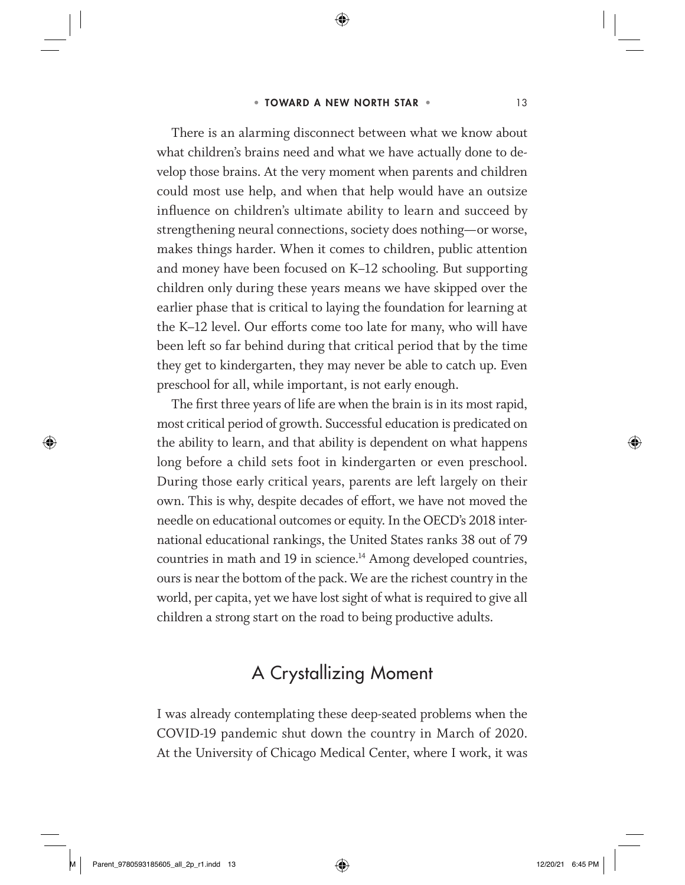There is an alarming disconnect between what we know about what children's brains need and what we have actually done to develop those brains. At the very moment when parents and children could most use help, and when that help would have an outsize influence on children's ultimate ability to learn and succeed by strengthening neural connections, society does nothing—or worse, makes things harder. When it comes to children, public attention and money have been focused on K–12 schooling. But supporting children only during these years means we have skipped over the earlier phase that is critical to laying the foundation for learning at the K–12 level. Our efforts come too late for many, who will have been left so far behind during that critical period that by the time they get to kindergarten, they may never be able to catch up. Even preschool for all, while important, is not early enough.

The first three years of life are when the brain is in its most rapid, most critical period of growth. Successful education is predicated on the ability to learn, and that ability is dependent on what happens long before a child sets foot in kindergarten or even preschool. During those early critical years, parents are left largely on their own. This is why, despite decades of effort, we have not moved the needle on educational outcomes or equity. In the OECD's 2018 international educational rankings, the United States ranks 38 out of 79 countries in math and 19 in science.[14] Among developed countries, ours is near the bottom of the pack. We are the richest country in the world, per capita, yet we have lost sight of what is required to give all children a strong start on the road to being productive adults.

## A Crystallizing Moment

I was already contemplating these deep-seated problems when the COVID-19 pandemic shut down the country in March of 2020. At the University of Chicago Medical Center, where I work, it was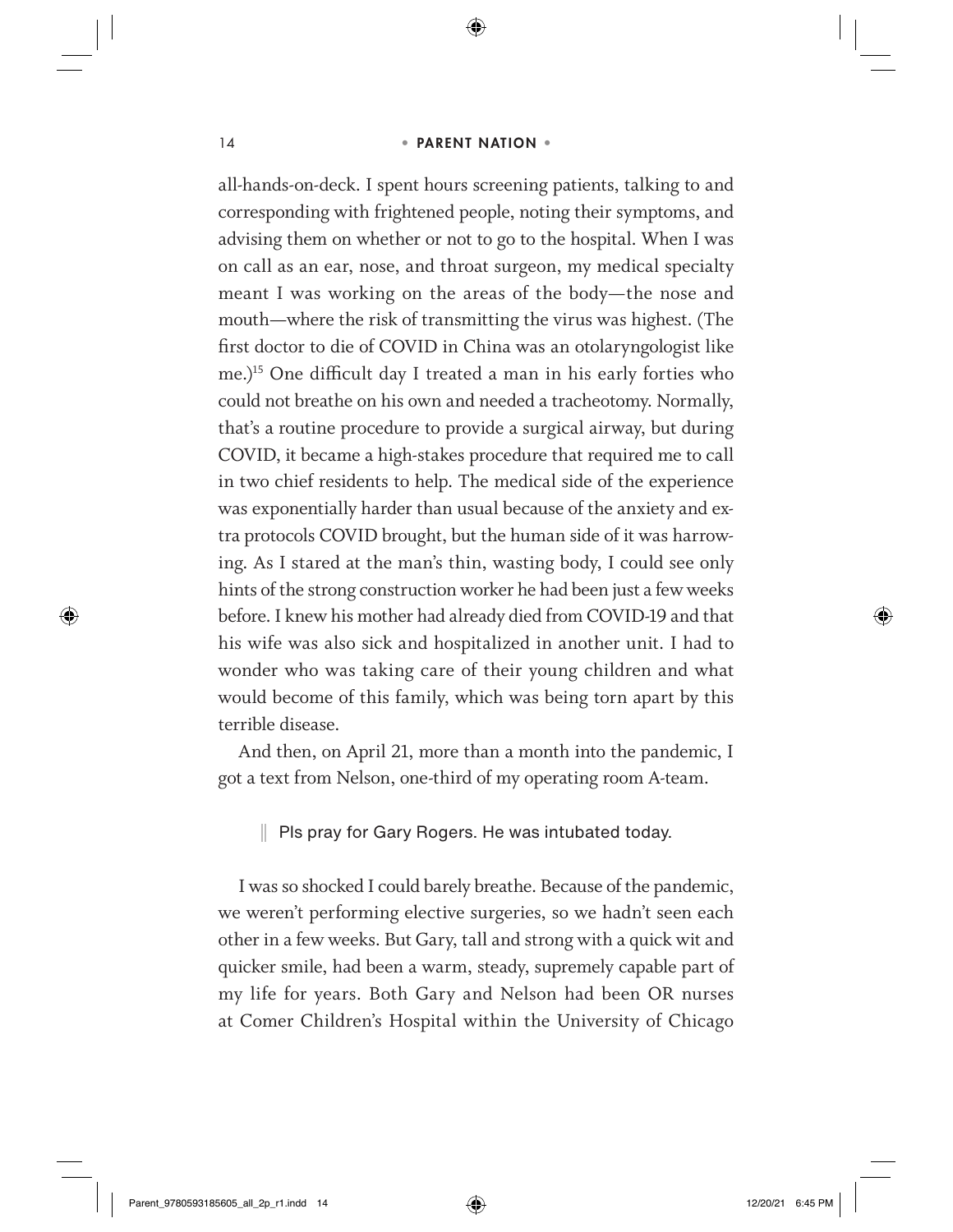all-hands-on-deck. I spent hours screening patients, talking to and corresponding with frightened people, noting their symptoms, and advising them on whether or not to go to the hospital. When I was on call as an ear, nose, and throat surgeon, my medical specialty meant I was working on the areas of the body—the nose and mouth—where the risk of transmitting the virus was highest. (The first doctor to die of COVID in China was an otolaryngologist like me.)[15] One difficult day I treated a man in his early forties who could not breathe on his own and needed a tracheotomy. Normally, that's a routine procedure to provide a surgical airway, but during COVID, it became a high-stakes procedure that required me to call in two chief residents to help. The medical side of the experience was exponentially harder than usual because of the anxiety and extra protocols COVID brought, but the human side of it was harrowing. As I stared at the man's thin, wasting body, I could see only hints of the strong construction worker he had been just a few weeks before. I knew his mother had already died from COVID-19 and that his wife was also sick and hospitalized in another unit. I had to wonder who was taking care of their young children and what would become of this family, which was being torn apart by this terrible disease.

And then, on April 21, more than a month into the pandemic, I got a text from Nelson, one-third of my operating room A-team.

> Pls pray for Gary Rogers. He was intubated today.

I was so shocked I could barely breathe. Because of the pandemic, we weren't performing elective surgeries, so we hadn't seen each other in a few weeks. But Gary, tall and strong with a quick wit and quicker smile, had been a warm, steady, supremely capable part of my life for years. Both Gary and Nelson had been OR nurses at Comer Children's Hospital within the University of Chicago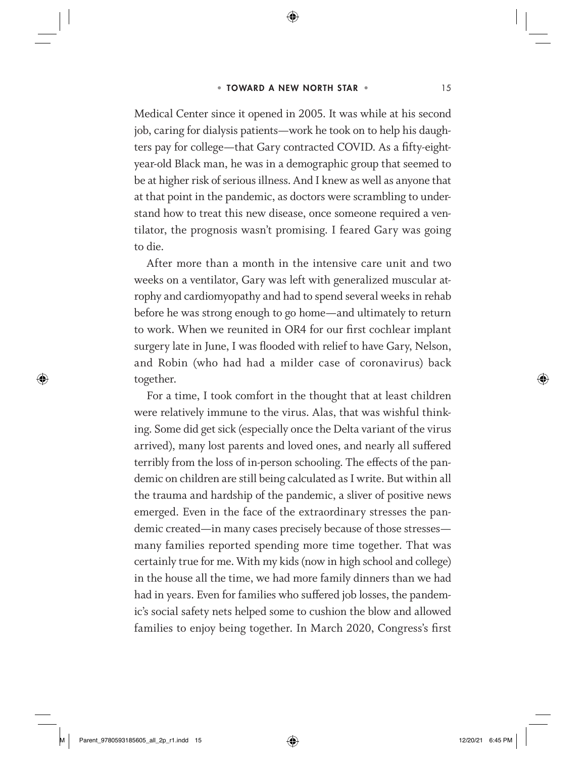Medical Center since it opened in 2005. It was while at his second job, caring for dialysis patients—work he took on to help his daughters pay for college—that Gary contracted COVID. As a fifty-eight-year-old Black man, he was in a demographic group that seemed to be at higher risk of serious illness. And I knew as well as anyone that at that point in the pandemic, as doctors were scrambling to understand how to treat this new disease, once someone required a ventilator, the prognosis wasn't promising. I feared Gary was going to die.

After more than a month in the intensive care unit and two weeks on a ventilator, Gary was left with generalized muscular atrophy and cardiomyopathy and had to spend several weeks in rehab before he was strong enough to go home—and ultimately to return to work. When we reunited in OR4 for our first cochlear implant surgery late in June, I was flooded with relief to have Gary, Nelson, and Robin (who had had a milder case of coronavirus) back together.

For a time, I took comfort in the thought that at least children were relatively immune to the virus. Alas, that was wishful thinking. Some did get sick (especially once the Delta variant of the virus arrived), many lost parents and loved ones, and nearly all suffered terribly from the loss of in-person schooling. The effects of the pandemic on children are still being calculated as I write. But within all the trauma and hardship of the pandemic, a sliver of positive news emerged. Even in the face of the extraordinary stresses the pandemic created—in many cases precisely because of those stresses—many families reported spending more time together. That was certainly true for me. With my kids (now in high school and college) in the house all the time, we had more family dinners than we had had in years. Even for families who suffered job losses, the pandemic's social safety nets helped some to cushion the blow and allowed families to enjoy being together. In March 2020, Congress's first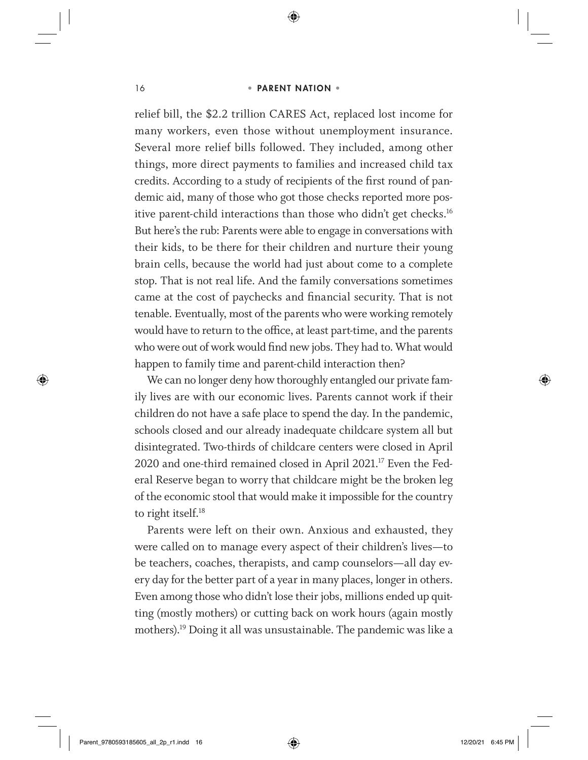relief bill, the $2.2 trillion CARES Act, replaced lost income for many workers, even those without unemployment insurance. Several more relief bills followed. They included, among other things, more direct payments to families and increased child tax credits. According to a study of recipients of the first round of pandemic aid, many of those who got those checks reported more positive parent-child interactions than those who didn't get checks.[16] But here's the rub: Parents were able to engage in conversations with their kids, to be there for their children and nurture their young brain cells, because the world had just about come to a complete stop. That is not real life. And the family conversations sometimes came at the cost of paychecks and financial security. That is not tenable. Eventually, most of the parents who were working remotely would have to return to the office, at least part-time, and the parents who were out of work would find new jobs. They had to. What would happen to family time and parent-child interaction then?

We can no longer deny how thoroughly entangled our private family lives are with our economic lives. Parents cannot work if their children do not have a safe place to spend the day. In the pandemic, schools closed and our already inadequate childcare system all but disintegrated. Two-thirds of childcare centers were closed in April 2020 and one-third remained closed in April 2021.[17] Even the Federal Reserve began to worry that childcare might be the broken leg of the economic stool that would make it impossible for the country to right itself.[18]

Parents were left on their own. Anxious and exhausted, they were called on to manage every aspect of their children's lives—to be teachers, coaches, therapists, and camp counselors—all day every day for the better part of a year in many places, longer in others. Even among those who didn't lose their jobs, millions ended up quitting (mostly mothers) or cutting back on work hours (again mostly mothers).[19] Doing it all was unsustainable. The pandemic was like a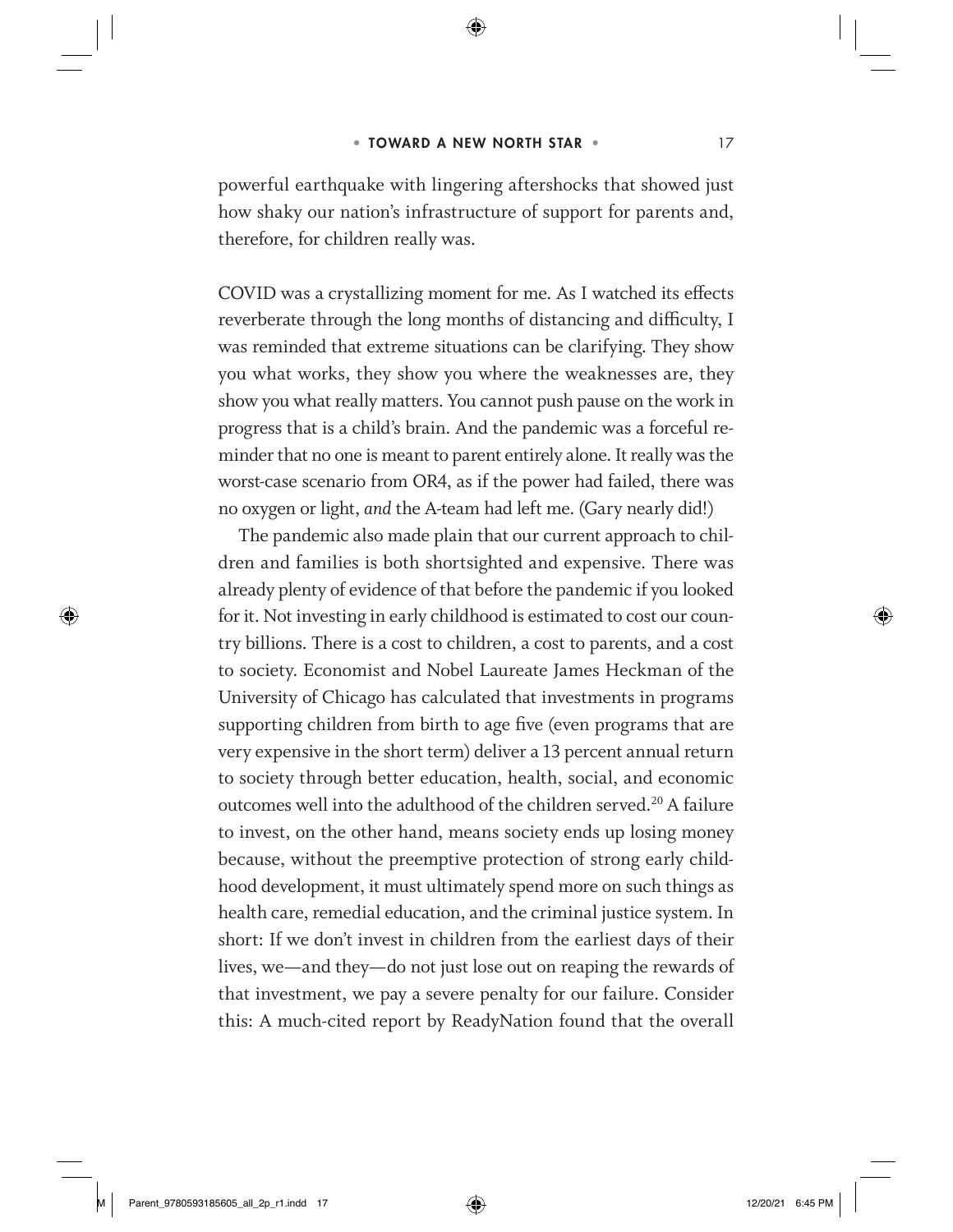powerful earthquake with lingering aftershocks that showed just how shaky our nation's infrastructure of support for parents and, therefore, for children really was.

COVID was a crystallizing moment for me. As I watched its effects reverberate through the long months of distancing and difficulty, I was reminded that extreme situations can be clarifying. They show you what works, they show you where the weaknesses are, they show you what really matters. You cannot push pause on the work in progress that is a child's brain. And the pandemic was a forceful reminder that no one is meant to parent entirely alone. It really was the worst-case scenario from OR4, as if the power had failed, there was no oxygen or light, *and* the A-team had left me. (Gary nearly did!)

The pandemic also made plain that our current approach to children and families is both shortsighted and expensive. There was already plenty of evidence of that before the pandemic if you looked for it. Not investing in early childhood is estimated to cost our country billions. There is a cost to children, a cost to parents, and a cost to society. Economist and Nobel Laureate James Heckman of the University of Chicago has calculated that investments in programs supporting children from birth to age five (even programs that are very expensive in the short term) deliver a 13 percent annual return to society through better education, health, social, and economic outcomes well into the adulthood of the children served.[20] A failure to invest, on the other hand, means society ends up losing money because, without the preemptive protection of strong early childhood development, it must ultimately spend more on such things as health care, remedial education, and the criminal justice system. In short: If we don't invest in children from the earliest days of their lives, we—and they—do not just lose out on reaping the rewards of that investment, we pay a severe penalty for our failure. Consider this: A much-cited report by ReadyNation found that the overall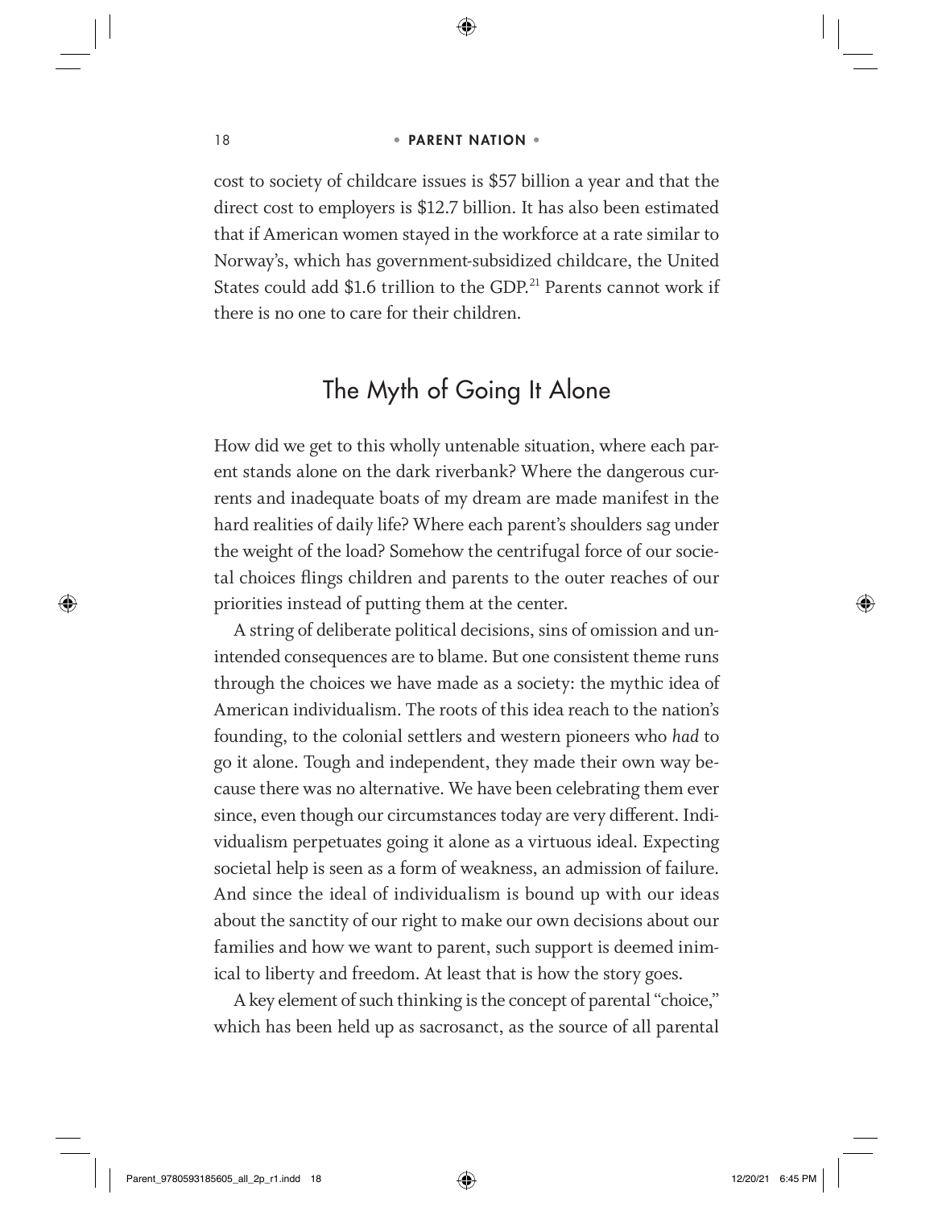cost to society of childcare issues is $57 billion a year and that the direct cost to employers is $12.7 billion. It has also been estimated that if American women stayed in the workforce at a rate similar to Norway's, which has government-subsidized childcare, the United States could add $1.6 trillion to the GDP.[21] Parents cannot work if there is no one to care for their children.

## The Myth of Going It Alone

How did we get to this wholly untenable situation, where each parent stands alone on the dark riverbank? Where the dangerous currents and inadequate boats of my dream are made manifest in the hard realities of daily life? Where each parent's shoulders sag under the weight of the load? Somehow the centrifugal force of our societal choices flings children and parents to the outer reaches of our priorities instead of putting them at the center.

A string of deliberate political decisions, sins of omission and unintended consequences are to blame. But one consistent theme runs through the choices we have made as a society: the mythic idea of American individualism. The roots of this idea reach to the nation's founding, to the colonial settlers and western pioneers who *had* to go it alone. Tough and independent, they made their own way because there was no alternative. We have been celebrating them ever since, even though our circumstances today are very different. Individualism perpetuates going it alone as a virtuous ideal. Expecting societal help is seen as a form of weakness, an admission of failure. And since the ideal of individualism is bound up with our ideas about the sanctity of our right to make our own decisions about our families and how we want to parent, such support is deemed inimical to liberty and freedom. At least that is how the story goes.

A key element of such thinking is the concept of parental "choice," which has been held up as sacrosanct, as the source of all parental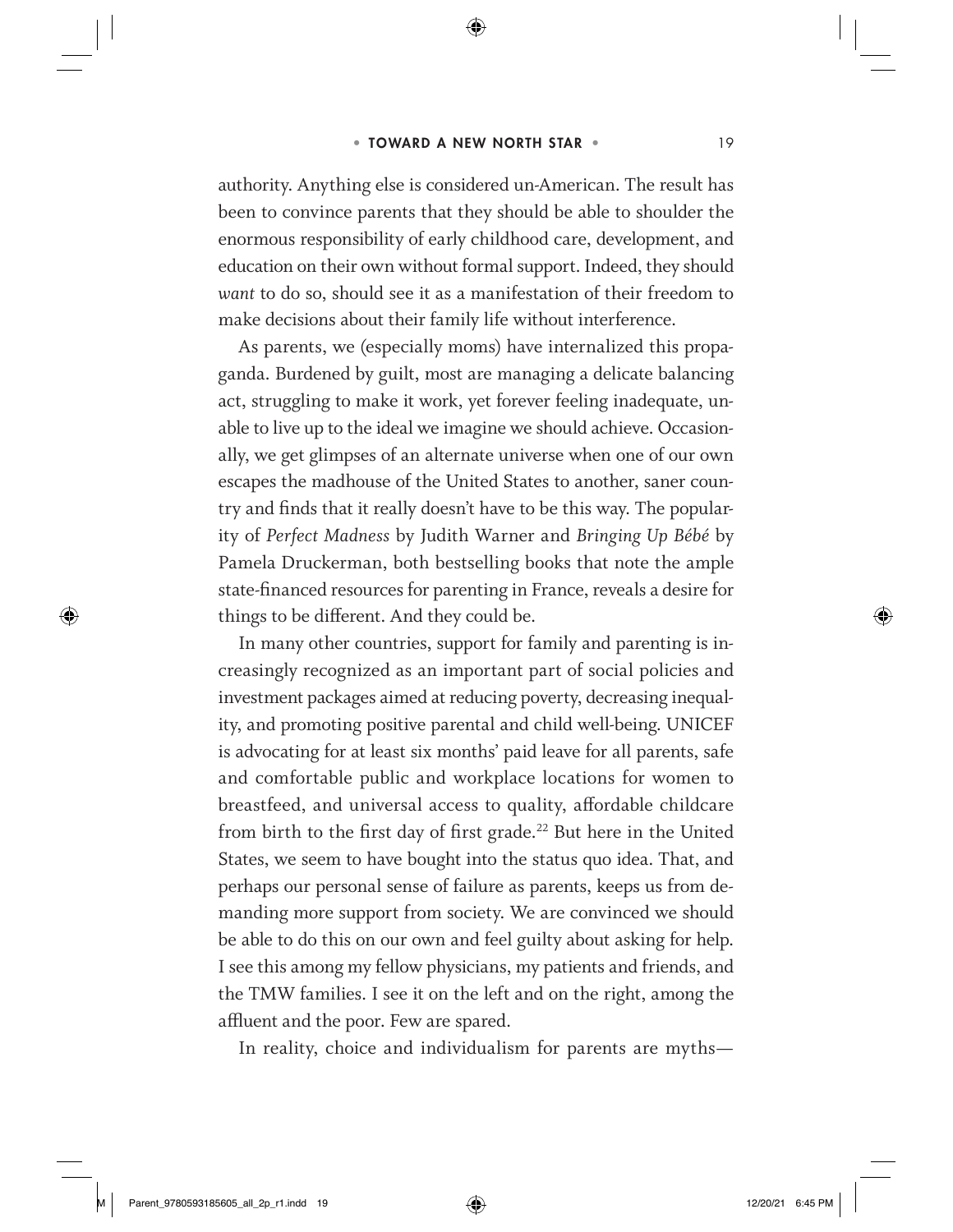authority. Anything else is considered un-American. The result has been to convince parents that they should be able to shoulder the enormous responsibility of early childhood care, development, and education on their own without formal support. Indeed, they should *want* to do so, should see it as a manifestation of their freedom to make decisions about their family life without interference.

As parents, we (especially moms) have internalized this propaganda. Burdened by guilt, most are managing a delicate balancing act, struggling to make it work, yet forever feeling inadequate, unable to live up to the ideal we imagine we should achieve. Occasionally, we get glimpses of an alternate universe when one of our own escapes the madhouse of the United States to another, saner country and finds that it really doesn't have to be this way. The popularity of *Perfect Madness* by Judith Warner and *Bringing Up Bébé* by Pamela Druckerman, both bestselling books that note the ample state-financed resources for parenting in France, reveals a desire for things to be different. And they could be.

In many other countries, support for family and parenting is increasingly recognized as an important part of social policies and investment packages aimed at reducing poverty, decreasing inequality, and promoting positive parental and child well-being. UNICEF is advocating for at least six months' paid leave for all parents, safe and comfortable public and workplace locations for women to breastfeed, and universal access to quality, affordable childcare from birth to the first day of first grade.[22] But here in the United States, we seem to have bought into the status quo idea. That, and perhaps our personal sense of failure as parents, keeps us from demanding more support from society. We are convinced we should be able to do this on our own and feel guilty about asking for help. I see this among my fellow physicians, my patients and friends, and the TMW families. I see it on the left and on the right, among the affluent and the poor. Few are spared.

In reality, choice and individualism for parents are myths—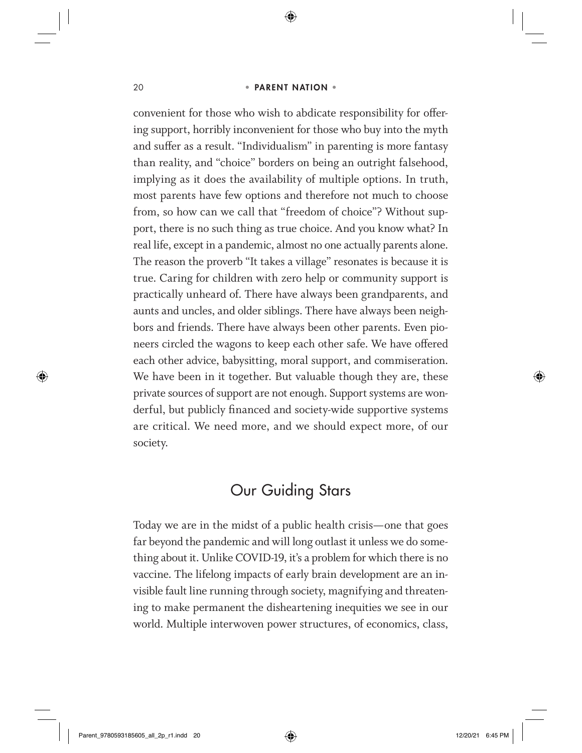convenient for those who wish to abdicate responsibility for offering support, horribly inconvenient for those who buy into the myth and suffer as a result. "Individualism" in parenting is more fantasy than reality, and "choice" borders on being an outright falsehood, implying as it does the availability of multiple options. In truth, most parents have few options and therefore not much to choose from, so how can we call that "freedom of choice"? Without support, there is no such thing as true choice. And you know what? In real life, except in a pandemic, almost no one actually parents alone. The reason the proverb "It takes a village" resonates is because it is true. Caring for children with zero help or community support is practically unheard of. There have always been grandparents, and aunts and uncles, and older siblings. There have always been neighbors and friends. There have always been other parents. Even pioneers circled the wagons to keep each other safe. We have offered each other advice, babysitting, moral support, and commiseration. We have been in it together. But valuable though they are, these private sources of support are not enough. Support systems are wonderful, but publicly financed and society-wide supportive systems are critical. We need more, and we should expect more, of our society.

## Our Guiding Stars

Today we are in the midst of a public health crisis—one that goes far beyond the pandemic and will long outlast it unless we do something about it. Unlike COVID-19, it's a problem for which there is no vaccine. The lifelong impacts of early brain development are an invisible fault line running through society, magnifying and threatening to make permanent the disheartening inequities we see in our world. Multiple interwoven power structures, of economics, class,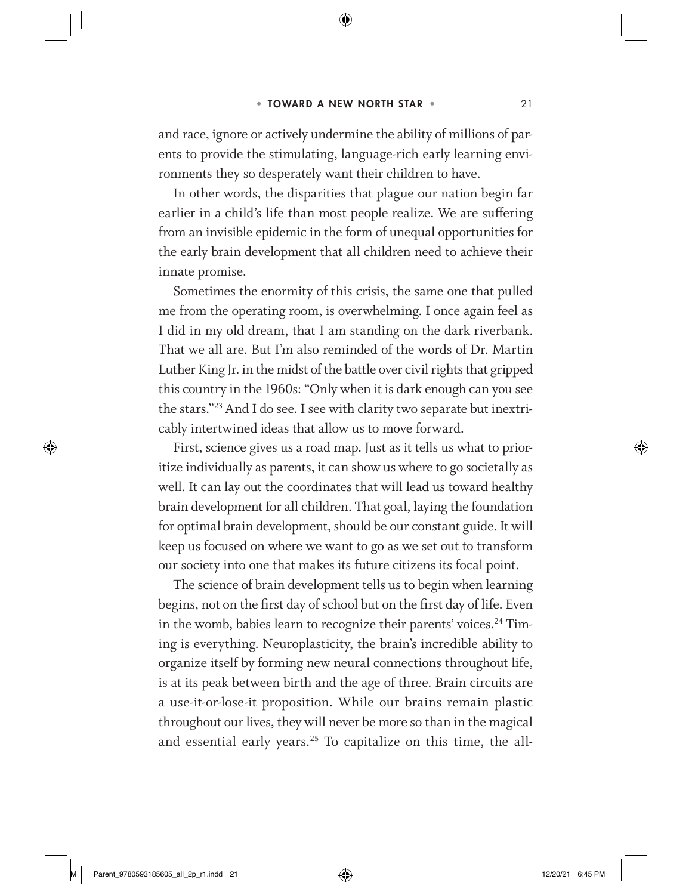and race, ignore or actively undermine the ability of millions of parents to provide the stimulating, language-rich early learning environments they so desperately want their children to have.

In other words, the disparities that plague our nation begin far earlier in a child's life than most people realize. We are suffering from an invisible epidemic in the form of unequal opportunities for the early brain development that all children need to achieve their innate promise.

Sometimes the enormity of this crisis, the same one that pulled me from the operating room, is overwhelming. I once again feel as I did in my old dream, that I am standing on the dark riverbank. That we all are. But I'm also reminded of the words of Dr. Martin Luther King Jr. in the midst of the battle over civil rights that gripped this country in the 1960s: "Only when it is dark enough can you see the stars."[23] And I do see. I see with clarity two separate but inextricably intertwined ideas that allow us to move forward.

First, science gives us a road map. Just as it tells us what to prioritize individually as parents, it can show us where to go societally as well. It can lay out the coordinates that will lead us toward healthy brain development for all children. That goal, laying the foundation for optimal brain development, should be our constant guide. It will keep us focused on where we want to go as we set out to transform our society into one that makes its future citizens its focal point.

The science of brain development tells us to begin when learning begins, not on the first day of school but on the first day of life. Even in the womb, babies learn to recognize their parents' voices.[24] Timing is everything. Neuroplasticity, the brain's incredible ability to organize itself by forming new neural connections throughout life, is at its peak between birth and the age of three. Brain circuits are a use-it-or-lose-it proposition. While our brains remain plastic throughout our lives, they will never be more so than in the magical and essential early years.[25] To capitalize on this time, the all-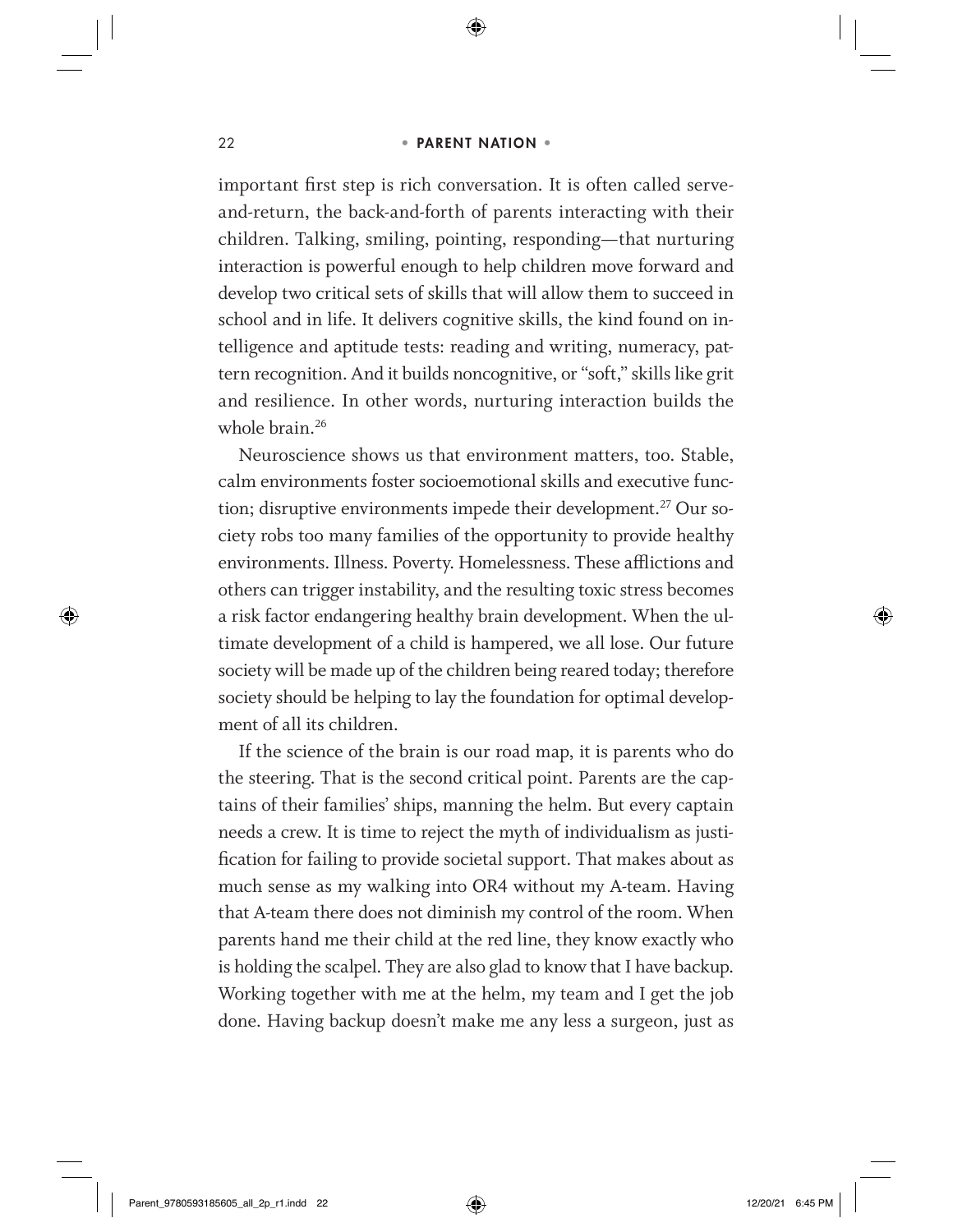important first step is rich conversation. It is often called serve-and-return, the back-and-forth of parents interacting with their children. Talking, smiling, pointing, responding—that nurturing interaction is powerful enough to help children move forward and develop two critical sets of skills that will allow them to succeed in school and in life. It delivers cognitive skills, the kind found on intelligence and aptitude tests: reading and writing, numeracy, pattern recognition. And it builds noncognitive, or "soft," skills like grit and resilience. In other words, nurturing interaction builds the whole brain.[26]

Neuroscience shows us that environment matters, too. Stable, calm environments foster socioemotional skills and executive function; disruptive environments impede their development.[27] Our society robs too many families of the opportunity to provide healthy environments. Illness. Poverty. Homelessness. These afflictions and others can trigger instability, and the resulting toxic stress becomes a risk factor endangering healthy brain development. When the ultimate development of a child is hampered, we all lose. Our future society will be made up of the children being reared today; therefore society should be helping to lay the foundation for optimal development of all its children.

If the science of the brain is our road map, it is parents who do the steering. That is the second critical point. Parents are the captains of their families' ships, manning the helm. But every captain needs a crew. It is time to reject the myth of individualism as justification for failing to provide societal support. That makes about as much sense as my walking into OR4 without my A-team. Having that A-team there does not diminish my control of the room. When parents hand me their child at the red line, they know exactly who is holding the scalpel. They are also glad to know that I have backup. Working together with me at the helm, my team and I get the job done. Having backup doesn't make me any less a surgeon, just as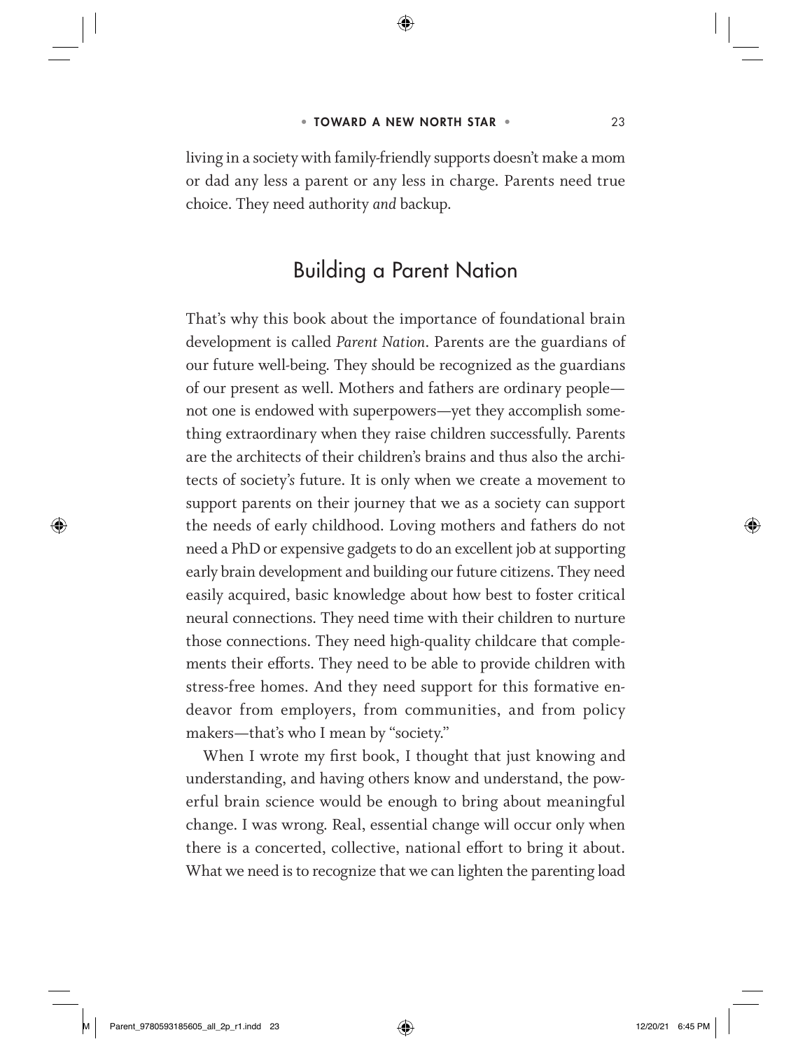living in a society with family-friendly supports doesn't make a mom or dad any less a parent or any less in charge. Parents need true choice. They need authority *and* backup.

## Building a Parent Nation

That's why this book about the importance of foundational brain development is called *Parent Nation*. Parents are the guardians of our future well-being. They should be recognized as the guardians of our present as well. Mothers and fathers are ordinary people—not one is endowed with superpowers—yet they accomplish something extraordinary when they raise children successfully. Parents are the architects of their children's brains and thus also the architects of society's future. It is only when we create a movement to support parents on their journey that we as a society can support the needs of early childhood. Loving mothers and fathers do not need a PhD or expensive gadgets to do an excellent job at supporting early brain development and building our future citizens. They need easily acquired, basic knowledge about how best to foster critical neural connections. They need time with their children to nurture those connections. They need high-quality childcare that complements their efforts. They need to be able to provide children with stress-free homes. And they need support for this formative endeavor from employers, from communities, and from policy makers—that's who I mean by "society."

When I wrote my first book, I thought that just knowing and understanding, and having others know and understand, the powerful brain science would be enough to bring about meaningful change. I was wrong. Real, essential change will occur only when there is a concerted, collective, national effort to bring it about. What we need is to recognize that we can lighten the parenting load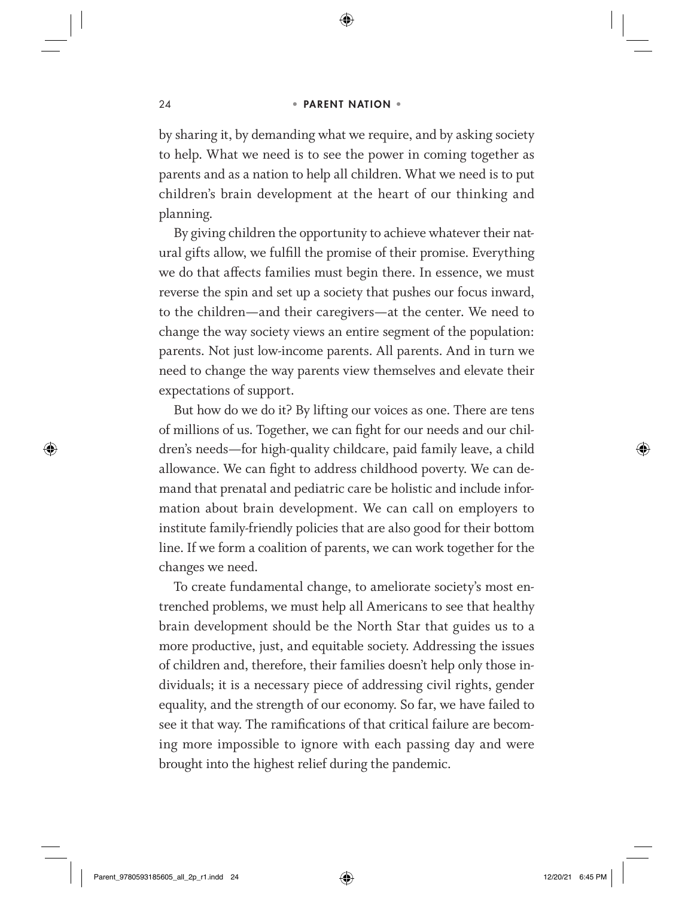by sharing it, by demanding what we require, and by asking society to help. What we need is to see the power in coming together as parents and as a nation to help all children. What we need is to put children's brain development at the heart of our thinking and planning.

By giving children the opportunity to achieve whatever their natural gifts allow, we fulfill the promise of their promise. Everything we do that affects families must begin there. In essence, we must reverse the spin and set up a society that pushes our focus inward, to the children—and their caregivers—at the center. We need to change the way society views an entire segment of the population: parents. Not just low-income parents. All parents. And in turn we need to change the way parents view themselves and elevate their expectations of support.

But how do we do it? By lifting our voices as one. There are tens of millions of us. Together, we can fight for our needs and our children's needs—for high-quality childcare, paid family leave, a child allowance. We can fight to address childhood poverty. We can demand that prenatal and pediatric care be holistic and include information about brain development. We can call on employers to institute family-friendly policies that are also good for their bottom line. If we form a coalition of parents, we can work together for the changes we need.

To create fundamental change, to ameliorate society's most entrenched problems, we must help all Americans to see that healthy brain development should be the North Star that guides us to a more productive, just, and equitable society. Addressing the issues of children and, therefore, their families doesn't help only those individuals; it is a necessary piece of addressing civil rights, gender equality, and the strength of our economy. So far, we have failed to see it that way. The ramifications of that critical failure are becoming more impossible to ignore with each passing day and were brought into the highest relief during the pandemic.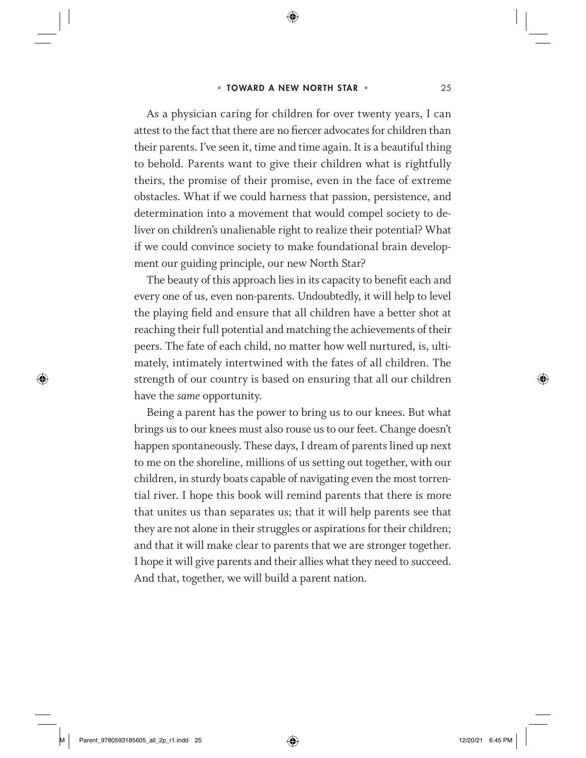As a physician caring for children for over twenty years, I can attest to the fact that there are no fiercer advocates for children than their parents. I've seen it, time and time again. It is a beautiful thing to behold. Parents want to give their children what is rightfully theirs, the promise of their promise, even in the face of extreme obstacles. What if we could harness that passion, persistence, and determination into a movement that would compel society to deliver on children's unalienable right to realize their potential? What if we could convince society to make foundational brain development our guiding principle, our new North Star?

The beauty of this approach lies in its capacity to benefit each and every one of us, even non-parents. Undoubtedly, it will help to level the playing field and ensure that all children have a better shot at reaching their full potential and matching the achievements of their peers. The fate of each child, no matter how well nurtured, is, ultimately, intimately intertwined with the fates of all children. The strength of our country is based on ensuring that all our children have the *same* opportunity.

Being a parent has the power to bring us to our knees. But what brings us to our knees must also rouse us to our feet. Change doesn't happen spontaneously. These days, I dream of parents lined up next to me on the shoreline, millions of us setting out together, with our children, in sturdy boats capable of navigating even the most torrential river. I hope this book will remind parents that there is more that unites us than separates us; that it will help parents see that they are not alone in their struggles or aspirations for their children; and that it will make clear to parents that we are stronger together. I hope it will give parents and their allies what they need to succeed. And that, together, we will build a parent nation.